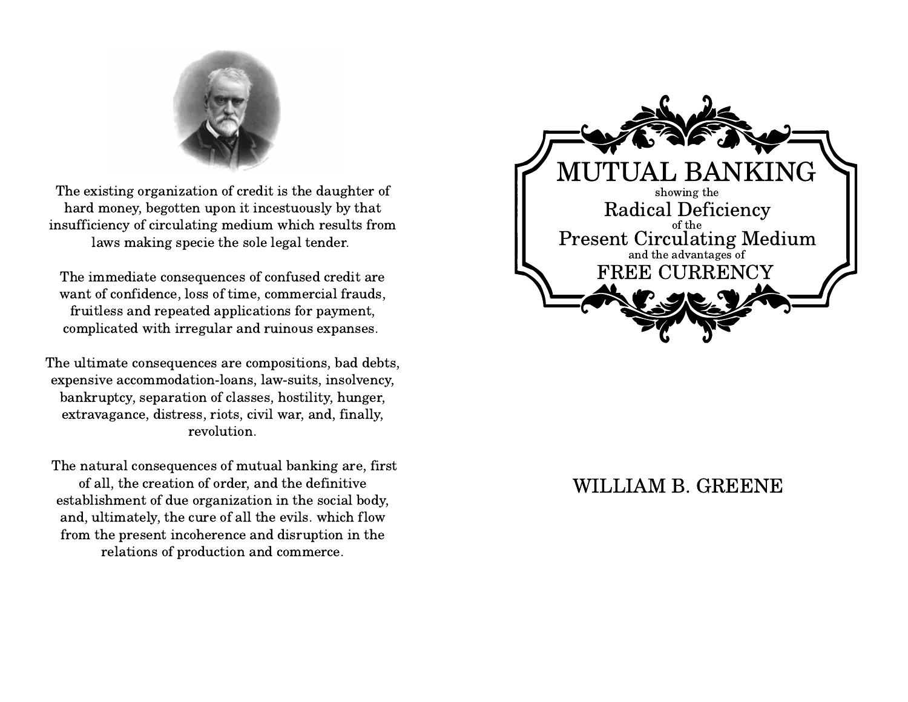The existing organization of credit is the daughter of hard money, begotten upon it incestuously by that insufficiency of circulating medium which results from laws making specie the sole legal tender.

The immediate consequences of confused credit are want of confidence, loss of time, commercial frauds, fruitless and repeated applications for payment, complicated with irregular and ruinous expanses.

The ultimate consequences are compositions, bad debts, expensive accommodation-loans, law-suits, insolvency, bankruptcy, separation of classes, hostility, hunger, extravagance, distress, riots, civil war, and, finally, revolution.

The natural consequences of mutual banking are, first of all, the creation of order, and the definitive establishment of due organization in the social body, and, ultimately, the cure of all the evils. which flow from the present incoherence and disruption in the relations of production and commerce.

# MUTUAL BANKING

showing the

## Radical Deficiency

of the

## Present Circulating Medium

and the advantages of

## FREE CURRENCY

WILLIAM B. GREENE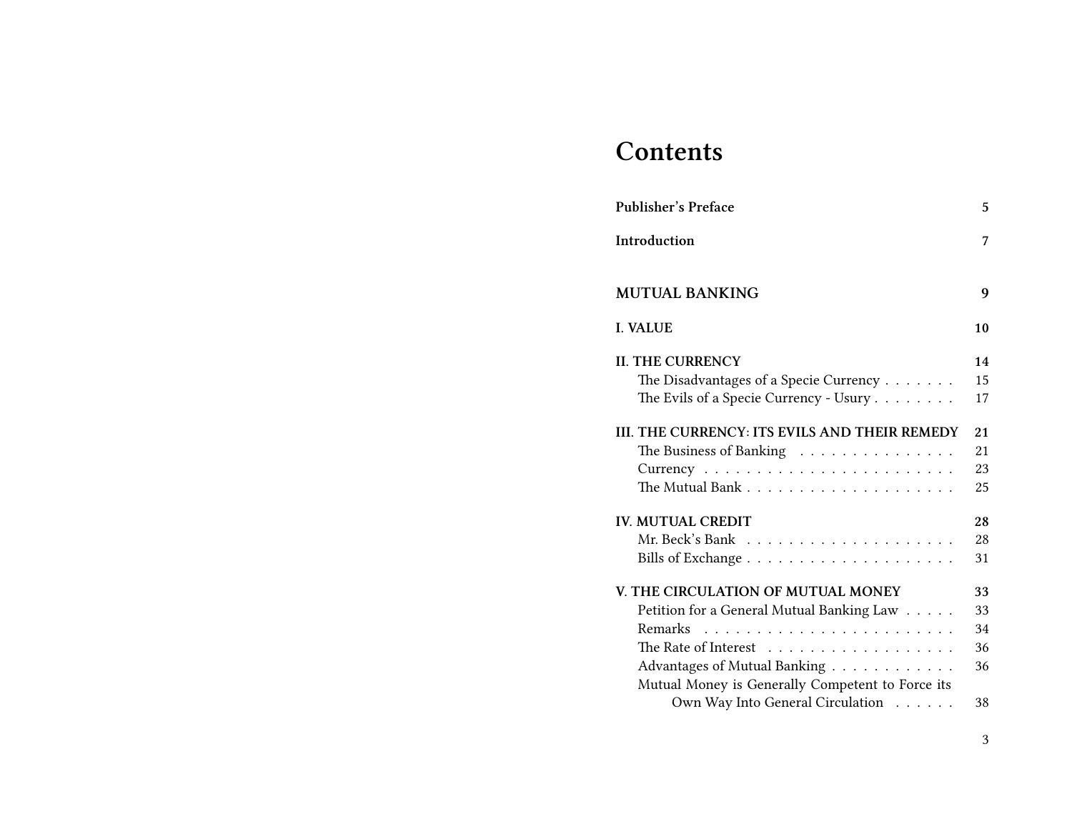# Contents

**Publisher's Preface** **5**

**Introduction** **7**

**MUTUAL BANKING** **9**

**I. VALUE** **10**

**II. THE CURRENCY** **14**
- The Disadvantages of a Specie Currency . . . . . . . 15
- The Evils of a Specie Currency - Usury . . . . . . . . 17

**III. THE CURRENCY: ITS EVILS AND THEIR REMEDY** **21**
- The Business of Banking . . . . . . . . . . . . . . . 21
- Currency . . . . . . . . . . . . . . . . . . . . . . . . 23
- The Mutual Bank . . . . . . . . . . . . . . . . . . . . 25

**IV. MUTUAL CREDIT** **28**
- Mr. Beck's Bank . . . . . . . . . . . . . . . . . . . . 28
- Bills of Exchange . . . . . . . . . . . . . . . . . . . . 31

**V. THE CIRCULATION OF MUTUAL MONEY** **33**
- Petition for a General Mutual Banking Law . . . . . 33
- Remarks . . . . . . . . . . . . . . . . . . . . . . . . 34
- The Rate of Interest . . . . . . . . . . . . . . . . . . 36
- Advantages of Mutual Banking . . . . . . . . . . . . 36
- Mutual Money is Generally Competent to Force its Own Way Into General Circulation . . . . . . 38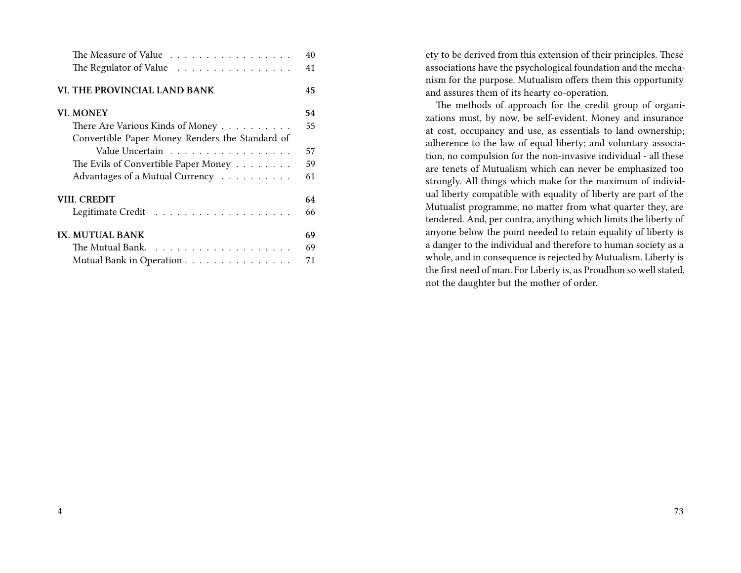The Measure of Value . . . . . . . . . . . . . . . . . 40
The Regulator of Value . . . . . . . . . . . . . . . . 41

**VI. THE PROVINCIAL LAND BANK** **45**

**VI. MONEY** **54**
There Are Various Kinds of Money . . . . . . . . . . 55
Convertible Paper Money Renders the Standard of Value Uncertain . . . . . . . . . . . . . . . . . 57
The Evils of Convertible Paper Money . . . . . . . . 59
Advantages of a Mutual Currency . . . . . . . . . . 61

**VIII. CREDIT** **64**
Legitimate Credit . . . . . . . . . . . . . . . . . . . 66

**IX. MUTUAL BANK** **69**
The Mutual Bank. . . . . . . . . . . . . . . . . . . . 69
Mutual Bank in Operation . . . . . . . . . . . . . . . 71

ety to be derived from this extension of their principles. These associations have the psychological foundation and the mechanism for the purpose. Mutualism offers them this opportunity and assures them of its hearty co-operation.

The methods of approach for the credit group of organizations must, by now, be self-evident. Money and insurance at cost, occupancy and use, as essentials to land ownership; adherence to the law of equal liberty; and voluntary association, no compulsion for the non-invasive individual - all these are tenets of Mutualism which can never be emphasized too strongly. All things which make for the maximum of individual liberty compatible with equality of liberty are part of the Mutualist programme, no matter from what quarter they, are tendered. And, per contra, anything which limits the liberty of anyone below the point needed to retain equality of liberty is a danger to the individual and therefore to human society as a whole, and in consequence is rejected by Mutualism. Liberty is the first need of man. For Liberty is, as Proudhon so well stated, not the daughter but the mother of order.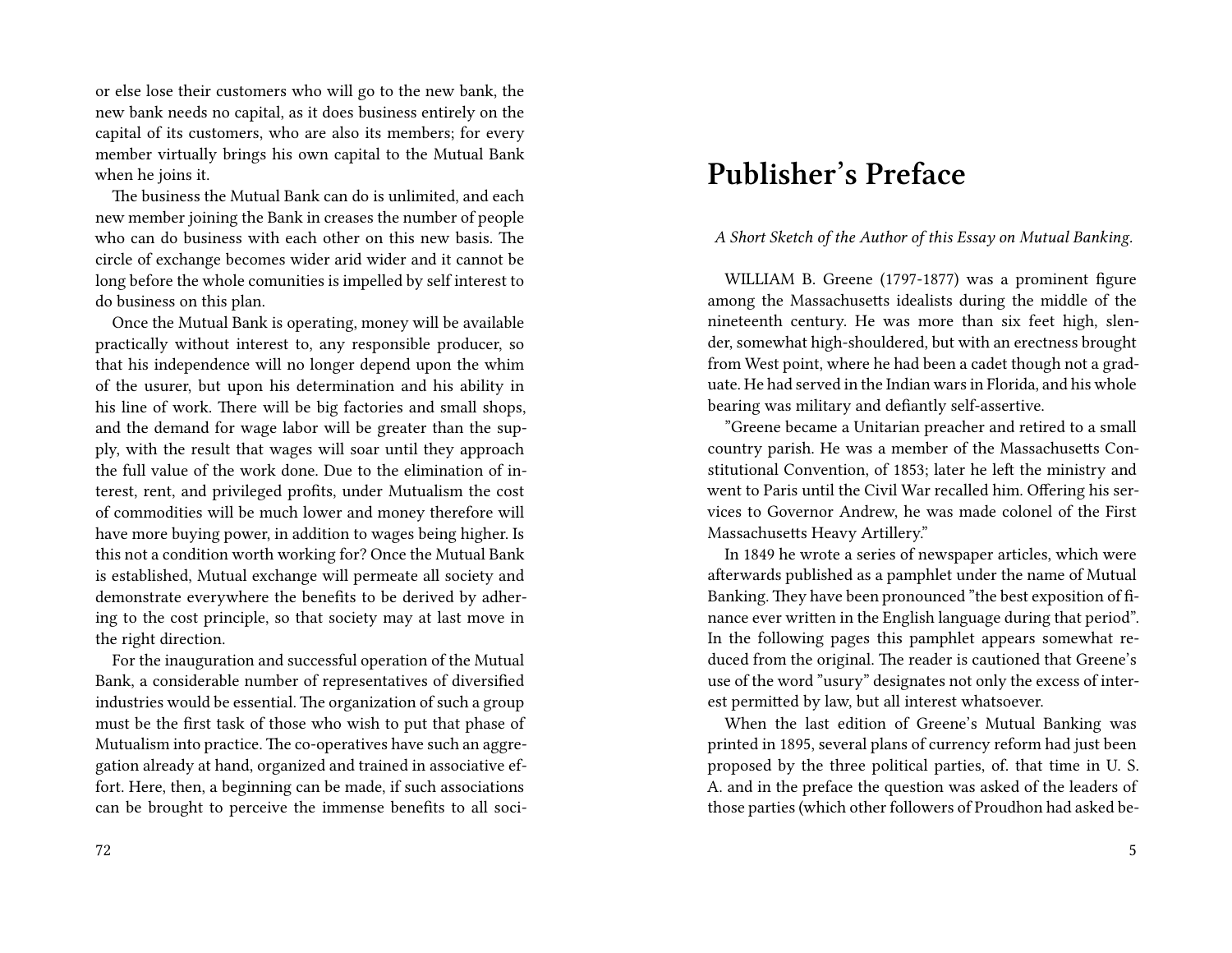or else lose their customers who will go to the new bank, the new bank needs no capital, as it does business entirely on the capital of its customers, who are also its members; for every member virtually brings his own capital to the Mutual Bank when he joins it.

The business the Mutual Bank can do is unlimited, and each new member joining the Bank in creases the number of people who can do business with each other on this new basis. The circle of exchange becomes wider arid wider and it cannot be long before the whole comunities is impelled by self interest to do business on this plan.

Once the Mutual Bank is operating, money will be available practically without interest to, any responsible producer, so that his independence will no longer depend upon the whim of the usurer, but upon his determination and his ability in his line of work. There will be big factories and small shops, and the demand for wage labor will be greater than the supply, with the result that wages will soar until they approach the full value of the work done. Due to the elimination of interest, rent, and privileged profits, under Mutualism the cost of commodities will be much lower and money therefore will have more buying power, in addition to wages being higher. Is this not a condition worth working for? Once the Mutual Bank is established, Mutual exchange will permeate all society and demonstrate everywhere the benefits to be derived by adhering to the cost principle, so that society may at last move in the right direction.

For the inauguration and successful operation of the Mutual Bank, a considerable number of representatives of diversified industries would be essential. The organization of such a group must be the first task of those who wish to put that phase of Mutualism into practice. The co-operatives have such an aggregation already at hand, organized and trained in associative effort. Here, then, a beginning can be made, if such associations can be brought to perceive the immense benefits to all soci-

# Publisher's Preface

*A Short Sketch of the Author of this Essay on Mutual Banking.*

WILLIAM B. Greene (1797-1877) was a prominent figure among the Massachusetts idealists during the middle of the nineteenth century. He was more than six feet high, slender, somewhat high-shouldered, but with an erectness brought from West point, where he had been a cadet though not a graduate. He had served in the Indian wars in Florida, and his whole bearing was military and defiantly self-assertive.

"Greene became a Unitarian preacher and retired to a small country parish. He was a member of the Massachusetts Constitutional Convention, of 1853; later he left the ministry and went to Paris until the Civil War recalled him. Offering his services to Governor Andrew, he was made colonel of the First Massachusetts Heavy Artillery."

In 1849 he wrote a series of newspaper articles, which were afterwards published as a pamphlet under the name of Mutual Banking. They have been pronounced "the best exposition of finance ever written in the English language during that period". In the following pages this pamphlet appears somewhat reduced from the original. The reader is cautioned that Greene's use of the word "usury" designates not only the excess of interest permitted by law, but all interest whatsoever.

When the last edition of Greene's Mutual Banking was printed in 1895, several plans of currency reform had just been proposed by the three political parties, of. that time in U. S. A. and in the preface the question was asked of the leaders of those parties (which other followers of Proudhon had asked be-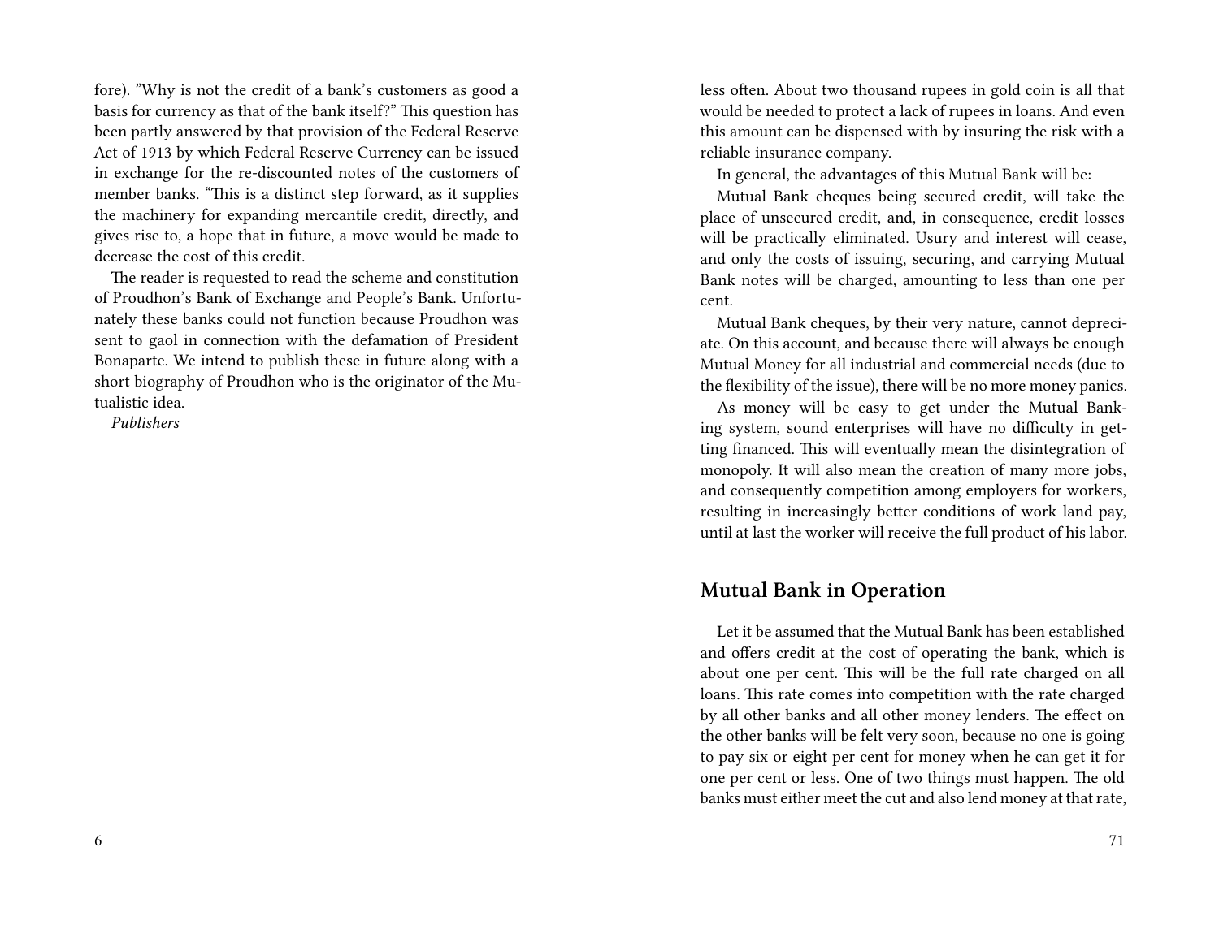fore). "Why is not the credit of a bank's customers as good a basis for currency as that of the bank itself?" This question has been partly answered by that provision of the Federal Reserve Act of 1913 by which Federal Reserve Currency can be issued in exchange for the re-discounted notes of the customers of member banks. "This is a distinct step forward, as it supplies the machinery for expanding mercantile credit, directly, and gives rise to, a hope that in future, a move would be made to decrease the cost of this credit.

The reader is requested to read the scheme and constitution of Proudhon's Bank of Exchange and People's Bank. Unfortunately these banks could not function because Proudhon was sent to gaol in connection with the defamation of President Bonaparte. We intend to publish these in future along with a short biography of Proudhon who is the originator of the Mutualistic idea.

*Publishers*

less often. About two thousand rupees in gold coin is all that would be needed to protect a lack of rupees in loans. And even this amount can be dispensed with by insuring the risk with a reliable insurance company.

In general, the advantages of this Mutual Bank will be:

Mutual Bank cheques being secured credit, will take the place of unsecured credit, and, in consequence, credit losses will be practically eliminated. Usury and interest will cease, and only the costs of issuing, securing, and carrying Mutual Bank notes will be charged, amounting to less than one per cent.

Mutual Bank cheques, by their very nature, cannot depreciate. On this account, and because there will always be enough Mutual Money for all industrial and commercial needs (due to the flexibility of the issue), there will be no more money panics.

As money will be easy to get under the Mutual Banking system, sound enterprises will have no difficulty in getting financed. This will eventually mean the disintegration of monopoly. It will also mean the creation of many more jobs, and consequently competition among employers for workers, resulting in increasingly better conditions of work land pay, until at last the worker will receive the full product of his labor.

## Mutual Bank in Operation

Let it be assumed that the Mutual Bank has been established and offers credit at the cost of operating the bank, which is about one per cent. This will be the full rate charged on all loans. This rate comes into competition with the rate charged by all other banks and all other money lenders. The effect on the other banks will be felt very soon, because no one is going to pay six or eight per cent for money when he can get it for one per cent or less. One of two things must happen. The old banks must either meet the cut and also lend money at that rate,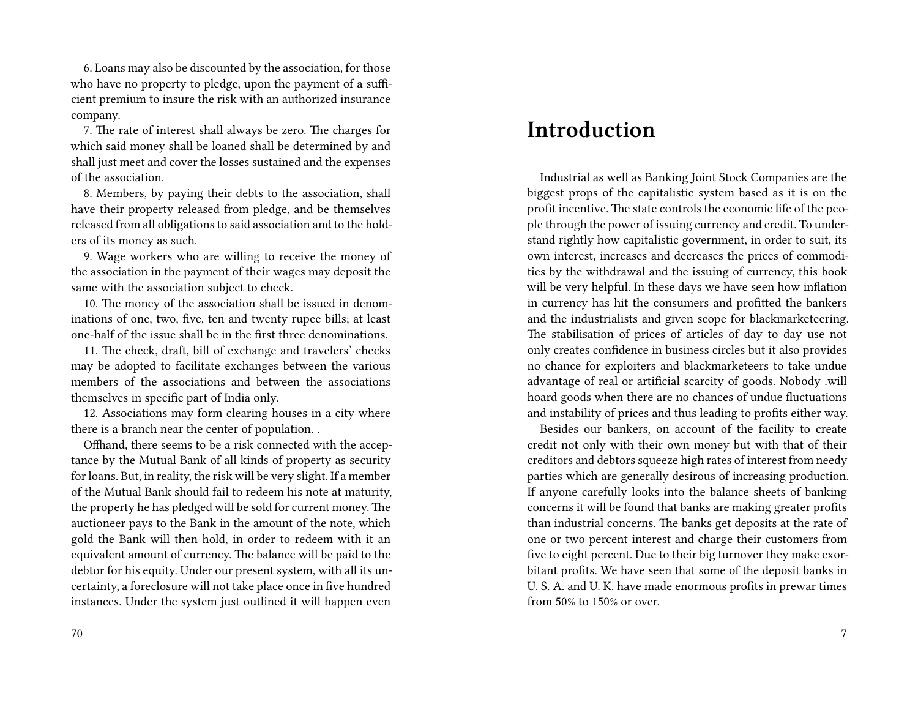6. Loans may also be discounted by the association, for those who have no property to pledge, upon the payment of a sufficient premium to insure the risk with an authorized insurance company.

7. The rate of interest shall always be zero. The charges for which said money shall be loaned shall be determined by and shall just meet and cover the losses sustained and the expenses of the association.

8. Members, by paying their debts to the association, shall have their property released from pledge, and be themselves released from all obligations to said association and to the holders of its money as such.

9. Wage workers who are willing to receive the money of the association in the payment of their wages may deposit the same with the association subject to check.

10. The money of the association shall be issued in denominations of one, two, five, ten and twenty rupee bills; at least one-half of the issue shall be in the first three denominations.

11. The check, draft, bill of exchange and travelers' checks may be adopted to facilitate exchanges between the various members of the associations and between the associations themselves in specific part of India only.

12. Associations may form clearing houses in a city where there is a branch near the center of population. .

Offhand, there seems to be a risk connected with the acceptance by the Mutual Bank of all kinds of property as security for loans. But, in reality, the risk will be very slight. If a member of the Mutual Bank should fail to redeem his note at maturity, the property he has pledged will be sold for current money. The auctioneer pays to the Bank in the amount of the note, which gold the Bank will then hold, in order to redeem with it an equivalent amount of currency. The balance will be paid to the debtor for his equity. Under our present system, with all its uncertainty, a foreclosure will not take place once in five hundred instances. Under the system just outlined it will happen even

# Introduction

Industrial as well as Banking Joint Stock Companies are the biggest props of the capitalistic system based as it is on the profit incentive. The state controls the economic life of the people through the power of issuing currency and credit. To understand rightly how capitalistic government, in order to suit, its own interest, increases and decreases the prices of commodities by the withdrawal and the issuing of currency, this book will be very helpful. In these days we have seen how inflation in currency has hit the consumers and profitted the bankers and the industrialists and given scope for blackmarketeering. The stabilisation of prices of articles of day to day use not only creates confidence in business circles but it also provides no chance for exploiters and blackmarketeers to take undue advantage of real or artificial scarcity of goods. Nobody .will hoard goods when there are no chances of undue fluctuations and instability of prices and thus leading to profits either way.

Besides our bankers, on account of the facility to create credit not only with their own money but with that of their creditors and debtors squeeze high rates of interest from needy parties which are generally desirous of increasing production. If anyone carefully looks into the balance sheets of banking concerns it will be found that banks are making greater profits than industrial concerns. The banks get deposits at the rate of one or two percent interest and charge their customers from five to eight percent. Due to their big turnover they make exorbitant profits. We have seen that some of the deposit banks in U. S. A. and U. K. have made enormous profits in prewar times from 50% to 150% or over.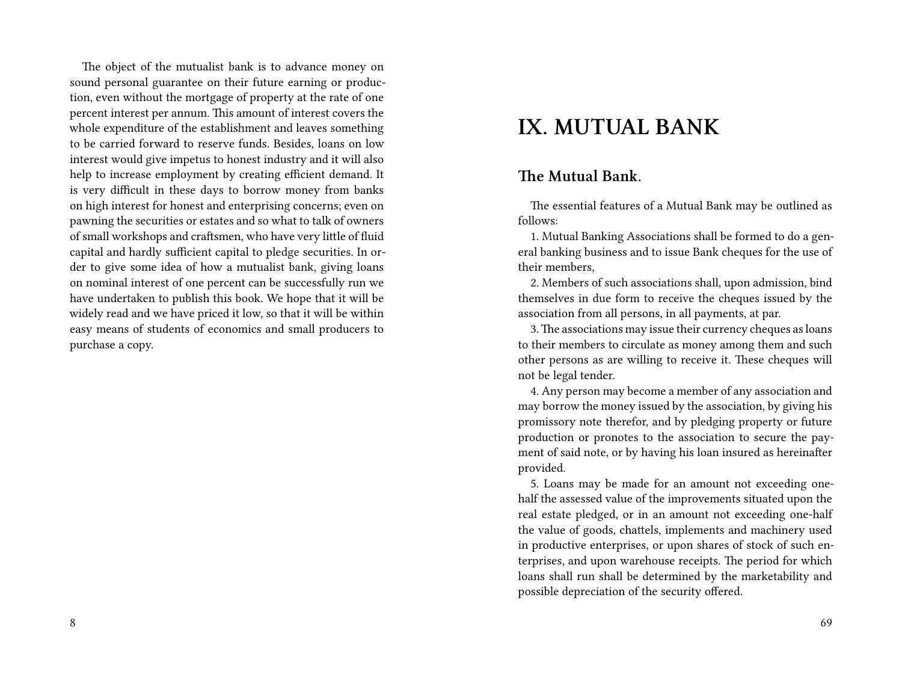The object of the mutualist bank is to advance money on sound personal guarantee on their future earning or production, even without the mortgage of property at the rate of one percent interest per annum. This amount of interest covers the whole expenditure of the establishment and leaves something to be carried forward to reserve funds. Besides, loans on low interest would give impetus to honest industry and it will also help to increase employment by creating efficient demand. It is very difficult in these days to borrow money from banks on high interest for honest and enterprising concerns; even on pawning the securities or estates and so what to talk of owners of small workshops and craftsmen, who have very little of fluid capital and hardly sufficient capital to pledge securities. In order to give some idea of how a mutualist bank, giving loans on nominal interest of one percent can be successfully run we have undertaken to publish this book. We hope that it will be widely read and we have priced it low, so that it will be within easy means of students of economics and small producers to purchase a copy.

# IX. MUTUAL BANK

## The Mutual Bank.

The essential features of a Mutual Bank may be outlined as follows:

1. Mutual Banking Associations shall be formed to do a general banking business and to issue Bank cheques for the use of their members,
2. Members of such associations shall, upon admission, bind themselves in due form to receive the cheques issued by the association from all persons, in all payments, at par.
3. The associations may issue their currency cheques as loans to their members to circulate as money among them and such other persons as are willing to receive it. These cheques will not be legal tender.
4. Any person may become a member of any association and may borrow the money issued by the association, by giving his promissory note therefor, and by pledging property or future production or pronotes to the association to secure the payment of said note, or by having his loan insured as hereinafter provided.
5. Loans may be made for an amount not exceeding one-half the assessed value of the improvements situated upon the real estate pledged, or in an amount not exceeding one-half the value of goods, chattels, implements and machinery used in productive enterprises, or upon shares of stock of such enterprises, and upon warehouse receipts. The period for which loans shall run shall be determined by the marketability and possible depreciation of the security offered.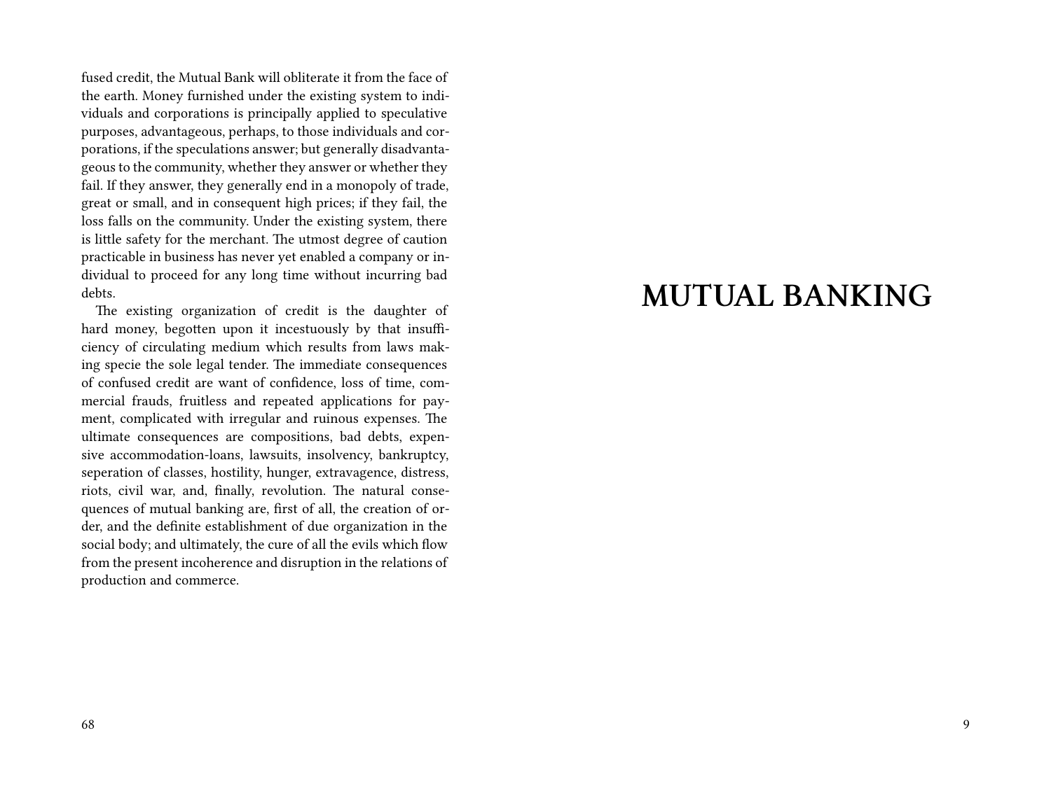fused credit, the Mutual Bank will obliterate it from the face of the earth. Money furnished under the existing system to individuals and corporations is principally applied to speculative purposes, advantageous, perhaps, to those individuals and corporations, if the speculations answer; but generally disadvantageous to the community, whether they answer or whether they fail. If they answer, they generally end in a monopoly of trade, great or small, and in consequent high prices; if they fail, the loss falls on the community. Under the existing system, there is little safety for the merchant. The utmost degree of caution practicable in business has never yet enabled a company or individual to proceed for any long time without incurring bad debts.

The existing organization of credit is the daughter of hard money, begotten upon it incestuously by that insufficiency of circulating medium which results from laws making specie the sole legal tender. The immediate consequences of confused credit are want of confidence, loss of time, commercial frauds, fruitless and repeated applications for payment, complicated with irregular and ruinous expenses. The ultimate consequences are compositions, bad debts, expensive accommodation-loans, lawsuits, insolvency, bankruptcy, seperation of classes, hostility, hunger, extravagence, distress, riots, civil war, and, finally, revolution. The natural consequences of mutual banking are, first of all, the creation of order, and the definite establishment of due organization in the social body; and ultimately, the cure of all the evils which flow from the present incoherence and disruption in the relations of production and commerce.

# MUTUAL BANKING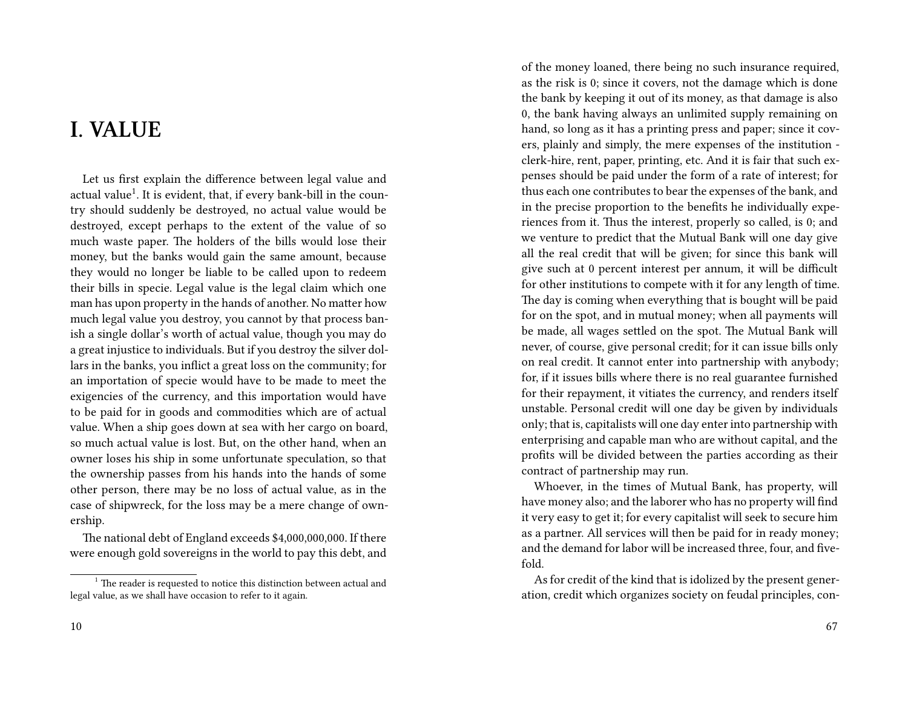# I. VALUE

Let us first explain the difference between legal value and actual value[1]. It is evident, that, if every bank-bill in the country should suddenly be destroyed, no actual value would be destroyed, except perhaps to the extent of the value of so much waste paper. The holders of the bills would lose their money, but the banks would gain the same amount, because they would no longer be liable to be called upon to redeem their bills in specie. Legal value is the legal claim which one man has upon property in the hands of another. No matter how much legal value you destroy, you cannot by that process banish a single dollar's worth of actual value, though you may do a great injustice to individuals. But if you destroy the silver dollars in the banks, you inflict a great loss on the community; for an importation of specie would have to be made to meet the exigencies of the currency, and this importation would have to be paid for in goods and commodities which are of actual value. When a ship goes down at sea with her cargo on board, so much actual value is lost. But, on the other hand, when an owner loses his ship in some unfortunate speculation, so that the ownership passes from his hands into the hands of some other person, there may be no loss of actual value, as in the case of shipwreck, for the loss may be a mere change of ownership.

The national debt of England exceeds $4,000,000,000. If there were enough gold sovereigns in the world to pay this debt, and

[1] The reader is requested to notice this distinction between actual and legal value, as we shall have occasion to refer to it again.

of the money loaned, there being no such insurance required, as the risk is 0; since it covers, not the damage which is done the bank by keeping it out of its money, as that damage is also 0, the bank having always an unlimited supply remaining on hand, so long as it has a printing press and paper; since it covers, plainly and simply, the mere expenses of the institution - clerk-hire, rent, paper, printing, etc. And it is fair that such expenses should be paid under the form of a rate of interest; for thus each one contributes to bear the expenses of the bank, and in the precise proportion to the benefits he individually experiences from it. Thus the interest, properly so called, is 0; and we venture to predict that the Mutual Bank will one day give all the real credit that will be given; for since this bank will give such at 0 percent interest per annum, it will be difficult for other institutions to compete with it for any length of time. The day is coming when everything that is bought will be paid for on the spot, and in mutual money; when all payments will be made, all wages settled on the spot. The Mutual Bank will never, of course, give personal credit; for it can issue bills only on real credit. It cannot enter into partnership with anybody; for, if it issues bills where there is no real guarantee furnished for their repayment, it vitiates the currency, and renders itself unstable. Personal credit will one day be given by individuals only; that is, capitalists will one day enter into partnership with enterprising and capable man who are without capital, and the profits will be divided between the parties according as their contract of partnership may run.

Whoever, in the times of Mutual Bank, has property, will have money also; and the laborer who has no property will find it very easy to get it; for every capitalist will seek to secure him as a partner. All services will then be paid for in ready money; and the demand for labor will be increased three, four, and five-fold.

As for credit of the kind that is idolized by the present generation, credit which organizes society on feudal principles, con-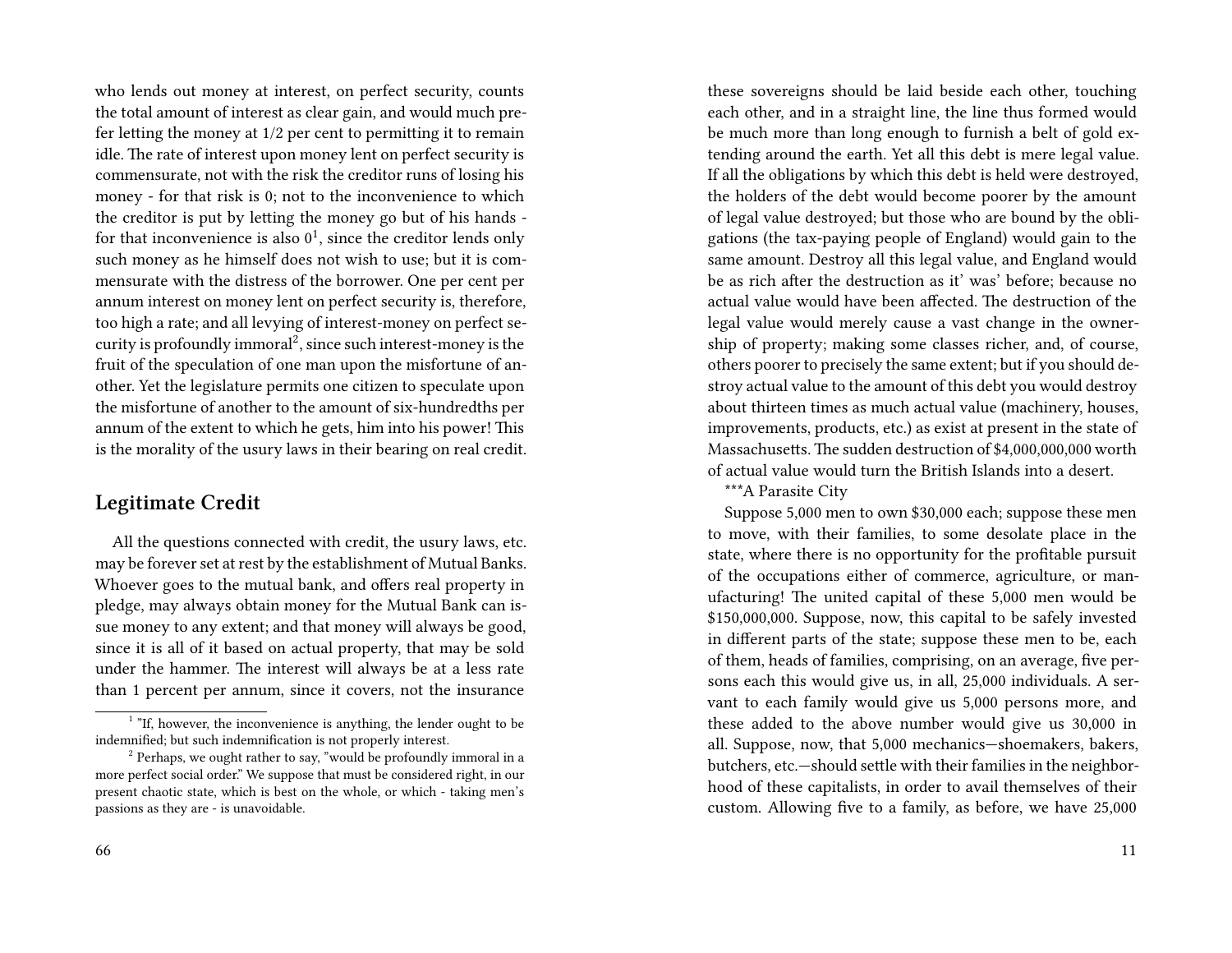who lends out money at interest, on perfect security, counts the total amount of interest as clear gain, and would much prefer letting the money at 1/2 per cent to permitting it to remain idle. The rate of interest upon money lent on perfect security is commensurate, not with the risk the creditor runs of losing his money - for that risk is 0; not to the inconvenience to which the creditor is put by letting the money go but of his hands - for that inconvenience is also 0[1], since the creditor lends only such money as he himself does not wish to use; but it is commensurate with the distress of the borrower. One per cent per annum interest on money lent on perfect security is, therefore, too high a rate; and all levying of interest-money on perfect security is profoundly immoral[2], since such interest-money is the fruit of the speculation of one man upon the misfortune of another. Yet the legislature permits one citizen to speculate upon the misfortune of another to the amount of six-hundredths per annum of the extent to which he gets, him into his power! This is the morality of the usury laws in their bearing on real credit.

## Legitimate Credit

All the questions connected with credit, the usury laws, etc. may be forever set at rest by the establishment of Mutual Banks. Whoever goes to the mutual bank, and offers real property in pledge, may always obtain money for the Mutual Bank can issue money to any extent; and that money will always be good, since it is all of it based on actual property, that may be sold under the hammer. The interest will always be at a less rate than 1 percent per annum, since it covers, not the insurance

[1] "If, however, the inconvenience is anything, the lender ought to be indemnified; but such indemnification is not properly interest.

[2] Perhaps, we ought rather to say, "would be profoundly immoral in a more perfect social order." We suppose that must be considered right, in our present chaotic state, which is best on the whole, or which - taking men's passions as they are - is unavoidable.

these sovereigns should be laid beside each other, touching each other, and in a straight line, the line thus formed would be much more than long enough to furnish a belt of gold extending around the earth. Yet all this debt is mere legal value. If all the obligations by which this debt is held were destroyed, the holders of the debt would become poorer by the amount of legal value destroyed; but those who are bound by the obligations (the tax-paying people of England) would gain to the same amount. Destroy all this legal value, and England would be as rich after the destruction as it' was' before; because no actual value would have been affected. The destruction of the legal value would merely cause a vast change in the ownership of property; making some classes richer, and, of course, others poorer to precisely the same extent; but if you should destroy actual value to the amount of this debt you would destroy about thirteen times as much actual value (machinery, houses, improvements, products, etc.) as exist at present in the state of Massachusetts. The sudden destruction of $4,000,000,000 worth of actual value would turn the British Islands into a desert.

***A Parasite City

Suppose 5,000 men to own $30,000 each; suppose these men to move, with their families, to some desolate place in the state, where there is no opportunity for the profitable pursuit of the occupations either of commerce, agriculture, or manufacturing! The united capital of these 5,000 men would be $150,000,000. Suppose, now, this capital to be safely invested in different parts of the state; suppose these men to be, each of them, heads of families, comprising, on an average, five persons each this would give us, in all, 25,000 individuals. A servant to each family would give us 5,000 persons more, and these added to the above number would give us 30,000 in all. Suppose, now, that 5,000 mechanics—shoemakers, bakers, butchers, etc.—should settle with their families in the neighborhood of these capitalists, in order to avail themselves of their custom. Allowing five to a family, as before, we have 25,000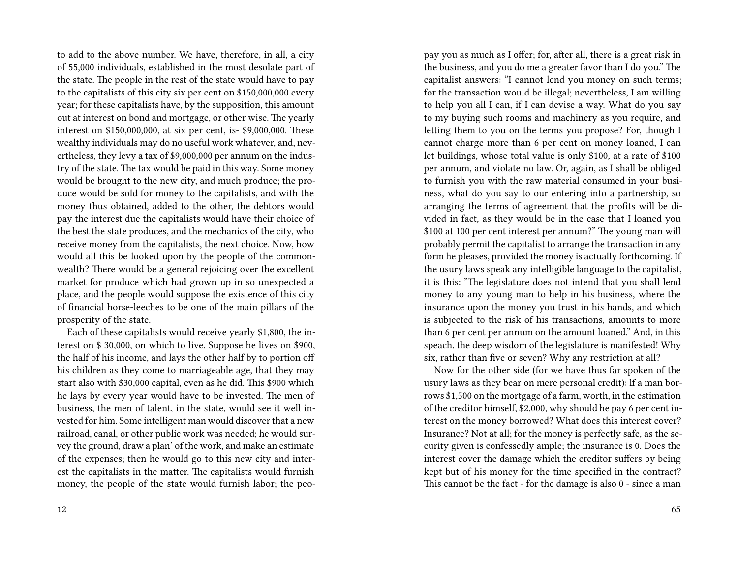to add to the above number. We have, therefore, in all, a city of 55,000 individuals, established in the most desolate part of the state. The people in the rest of the state would have to pay to the capitalists of this city six per cent on $150,000,000 every year; for these capitalists have, by the supposition, this amount out at interest on bond and mortgage, or other wise. The yearly interest on $150,000,000, at six per cent, is- $9,000,000. These wealthy individuals may do no useful work whatever, and, nevertheless, they levy a tax of $9,000,000 per annum on the industry of the state. The tax would be paid in this way. Some money would be brought to the new city, and much produce; the produce would be sold for money to the capitalists, and with the money thus obtained, added to the other, the debtors would pay the interest due the capitalists would have their choice of the best the state produces, and the mechanics of the city, who receive money from the capitalists, the next choice. Now, how would all this be looked upon by the people of the commonwealth? There would be a general rejoicing over the excellent market for produce which had grown up in so unexpected a place, and the people would suppose the existence of this city of financial horse-leeches to be one of the main pillars of the prosperity of the state.

Each of these capitalists would receive yearly $1,800, the interest on $ 30,000, on which to live. Suppose he lives on $900, the half of his income, and lays the other half by to portion off his children as they come to marriageable age, that they may start also with $30,000 capital, even as he did. This $900 which he lays by every year would have to be invested. The men of business, the men of talent, in the state, would see it well invested for him. Some intelligent man would discover that a new railroad, canal, or other public work was needed; he would survey the ground, draw a plan' of the work, and make an estimate of the expenses; then he would go to this new city and interest the capitalists in the matter. The capitalists would furnish money, the people of the state would furnish labor; the peo-

pay you as much as I offer; for, after all, there is a great risk in the business, and you do me a greater favor than I do you." The capitalist answers: "I cannot lend you money on such terms; for the transaction would be illegal; nevertheless, I am willing to help you all I can, if I can devise a way. What do you say to my buying such rooms and machinery as you require, and letting them to you on the terms you propose? For, though I cannot charge more than 6 per cent on money loaned, I can let buildings, whose total value is only $100, at a rate of $100 per annum, and violate no law. Or, again, as I shall be obliged to furnish you with the raw material consumed in your business, what do you say to our entering into a partnership, so arranging the terms of agreement that the profits will be divided in fact, as they would be in the case that I loaned you $100 at 100 per cent interest per annum?" The young man will probably permit the capitalist to arrange the transaction in any form he pleases, provided the money is actually forthcoming. If the usury laws speak any intelligible language to the capitalist, it is this: "The legislature does not intend that you shall lend money to any young man to help in his business, where the insurance upon the money you trust in his hands, and which is subjected to the risk of his transactions, amounts to more than 6 per cent per annum on the amount loaned." And, in this speach, the deep wisdom of the legislature is manifested! Why six, rather than five or seven? Why any restriction at all?

Now for the other side (for we have thus far spoken of the usury laws as they bear on mere personal credit): lf a man borrows $1,500 on the mortgage of a farm, worth, in the estimation of the creditor himself, $2,000, why should he pay 6 per cent interest on the money borrowed? What does this interest cover? Insurance? Not at all; for the money is perfectly safe, as the security given is confessedly ample; the insurance is 0. Does the interest cover the damage which the creditor suffers by being kept but of his money for the time specified in the contract? This cannot be the fact - for the damage is also 0 - since a man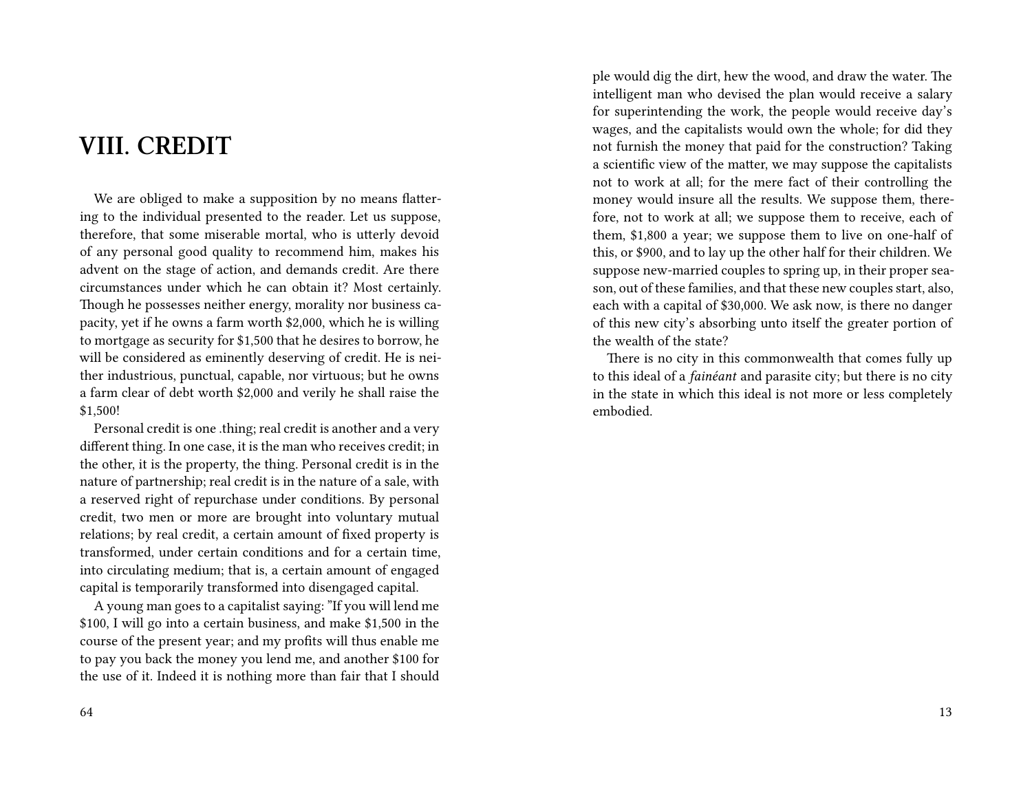# VIII. CREDIT

We are obliged to make a supposition by no means flattering to the individual presented to the reader. Let us suppose, therefore, that some miserable mortal, who is utterly devoid of any personal good quality to recommend him, makes his advent on the stage of action, and demands credit. Are there circumstances under which he can obtain it? Most certainly. Though he possesses neither energy, morality nor business capacity, yet if he owns a farm worth $2,000, which he is willing to mortgage as security for $1,500 that he desires to borrow, he will be considered as eminently deserving of credit. He is neither industrious, punctual, capable, nor virtuous; but he owns a farm clear of debt worth $2,000 and verily he shall raise the $1,500!

Personal credit is one .thing; real credit is another and a very different thing. In one case, it is the man who receives credit; in the other, it is the property, the thing. Personal credit is in the nature of partnership; real credit is in the nature of a sale, with a reserved right of repurchase under conditions. By personal credit, two men or more are brought into voluntary mutual relations; by real credit, a certain amount of fixed property is transformed, under certain conditions and for a certain time, into circulating medium; that is, a certain amount of engaged capital is temporarily transformed into disengaged capital.

A young man goes to a capitalist saying: "If you will lend me $100, I will go into a certain business, and make $1,500 in the course of the present year; and my profits will thus enable me to pay you back the money you lend me, and another $100 for the use of it. Indeed it is nothing more than fair that I should

ple would dig the dirt, hew the wood, and draw the water. The intelligent man who devised the plan would receive a salary for superintending the work, the people would receive day's wages, and the capitalists would own the whole; for did they not furnish the money that paid for the construction? Taking a scientific view of the matter, we may suppose the capitalists not to work at all; for the mere fact of their controlling the money would insure all the results. We suppose them, therefore, not to work at all; we suppose them to receive, each of them, $1,800 a year; we suppose them to live on one-half of this, or $900, and to lay up the other half for their children. We suppose new-married couples to spring up, in their proper season, out of these families, and that these new couples start, also, each with a capital of $30,000. We ask now, is there no danger of this new city's absorbing unto itself the greater portion of the wealth of the state?

There is no city in this commonwealth that comes fully up to this ideal of a *fainéant* and parasite city; but there is no city in the state in which this ideal is not more or less completely embodied.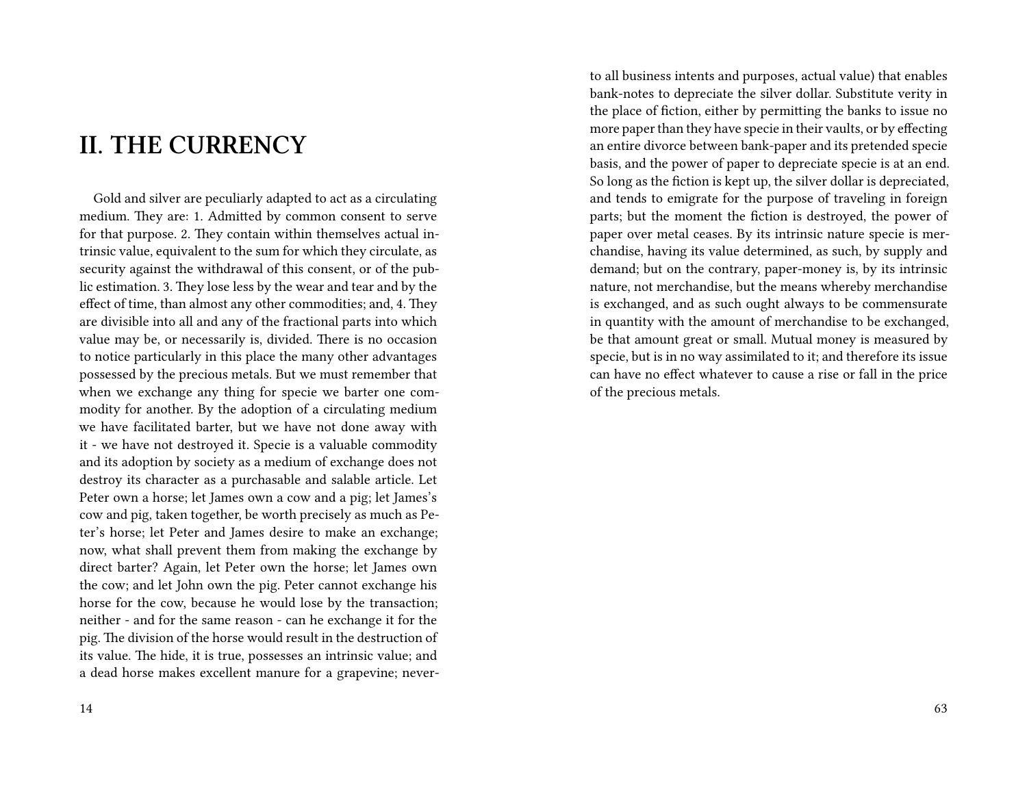## II. THE CURRENCY

Gold and silver are peculiarly adapted to act as a circulating medium. They are: 1. Admitted by common consent to serve for that purpose. 2. They contain within themselves actual intrinsic value, equivalent to the sum for which they circulate, as security against the withdrawal of this consent, or of the public estimation. 3. They lose less by the wear and tear and by the effect of time, than almost any other commodities; and, 4. They are divisible into all and any of the fractional parts into which value may be, or necessarily is, divided. There is no occasion to notice particularly in this place the many other advantages possessed by the precious metals. But we must remember that when we exchange any thing for specie we barter one commodity for another. By the adoption of a circulating medium we have facilitated barter, but we have not done away with it - we have not destroyed it. Specie is a valuable commodity and its adoption by society as a medium of exchange does not destroy its character as a purchasable and salable article. Let Peter own a horse; let James own a cow and a pig; let James's cow and pig, taken together, be worth precisely as much as Peter's horse; let Peter and James desire to make an exchange; now, what shall prevent them from making the exchange by direct barter? Again, let Peter own the horse; let James own the cow; and let John own the pig. Peter cannot exchange his horse for the cow, because he would lose by the transaction; neither - and for the same reason - can he exchange it for the pig. The division of the horse would result in the destruction of its value. The hide, it is true, possesses an intrinsic value; and a dead horse makes excellent manure for a grapevine; never-

to all business intents and purposes, actual value) that enables bank-notes to depreciate the silver dollar. Substitute verity in the place of fiction, either by permitting the banks to issue no more paper than they have specie in their vaults, or by effecting an entire divorce between bank-paper and its pretended specie basis, and the power of paper to depreciate specie is at an end. So long as the fiction is kept up, the silver dollar is depreciated, and tends to emigrate for the purpose of traveling in foreign parts; but the moment the fiction is destroyed, the power of paper over metal ceases. By its intrinsic nature specie is merchandise, having its value determined, as such, by supply and demand; but on the contrary, paper-money is, by its intrinsic nature, not merchandise, but the means whereby merchandise is exchanged, and as such ought always to be commensurate in quantity with the amount of merchandise to be exchanged, be that amount great or small. Mutual money is measured by specie, but is in no way assimilated to it; and therefore its issue can have no effect whatever to cause a rise or fall in the price of the precious metals.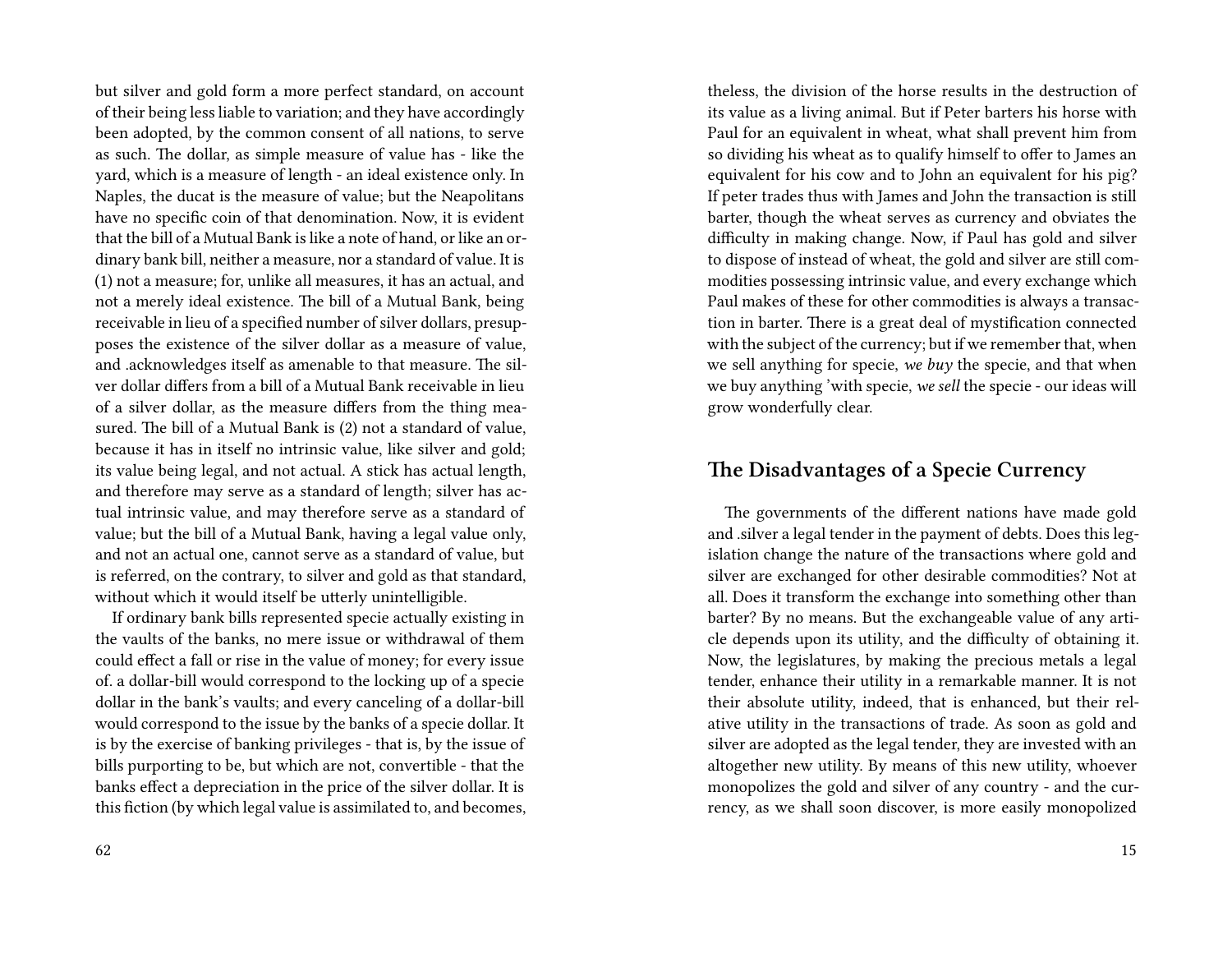but silver and gold form a more perfect standard, on account of their being less liable to variation; and they have accordingly been adopted, by the common consent of all nations, to serve as such. The dollar, as simple measure of value has - like the yard, which is a measure of length - an ideal existence only. In Naples, the ducat is the measure of value; but the Neapolitans have no specific coin of that denomination. Now, it is evident that the bill of a Mutual Bank is like a note of hand, or like an ordinary bank bill, neither a measure, nor a standard of value. It is (1) not a measure; for, unlike all measures, it has an actual, and not a merely ideal existence. The bill of a Mutual Bank, being receivable in lieu of a specified number of silver dollars, presupposes the existence of the silver dollar as a measure of value, and .acknowledges itself as amenable to that measure. The silver dollar differs from a bill of a Mutual Bank receivable in lieu of a silver dollar, as the measure differs from the thing measured. The bill of a Mutual Bank is (2) not a standard of value, because it has in itself no intrinsic value, like silver and gold; its value being legal, and not actual. A stick has actual length, and therefore may serve as a standard of length; silver has actual intrinsic value, and may therefore serve as a standard of value; but the bill of a Mutual Bank, having a legal value only, and not an actual one, cannot serve as a standard of value, but is referred, on the contrary, to silver and gold as that standard, without which it would itself be utterly unintelligible.

If ordinary bank bills represented specie actually existing in the vaults of the banks, no mere issue or withdrawal of them could effect a fall or rise in the value of money; for every issue of. a dollar-bill would correspond to the locking up of a specie dollar in the bank's vaults; and every canceling of a dollar-bill would correspond to the issue by the banks of a specie dollar. It is by the exercise of banking privileges - that is, by the issue of bills purporting to be, but which are not, convertible - that the banks effect a depreciation in the price of the silver dollar. It is this fiction (by which legal value is assimilated to, and becomes,

theless, the division of the horse results in the destruction of its value as a living animal. But if Peter barters his horse with Paul for an equivalent in wheat, what shall prevent him from so dividing his wheat as to qualify himself to offer to James an equivalent for his cow and to John an equivalent for his pig? If peter trades thus with James and John the transaction is still barter, though the wheat serves as currency and obviates the difficulty in making change. Now, if Paul has gold and silver to dispose of instead of wheat, the gold and silver are still commodities possessing intrinsic value, and every exchange which Paul makes of these for other commodities is always a transaction in barter. There is a great deal of mystification connected with the subject of the currency; but if we remember that, when we sell anything for specie, *we buy* the specie, and that when we buy anything 'with specie, *we sell* the specie - our ideas will grow wonderfully clear.

## The Disadvantages of a Specie Currency

The governments of the different nations have made gold and .silver a legal tender in the payment of debts. Does this legislation change the nature of the transactions where gold and silver are exchanged for other desirable commodities? Not at all. Does it transform the exchange into something other than barter? By no means. But the exchangeable value of any article depends upon its utility, and the difficulty of obtaining it. Now, the legislatures, by making the precious metals a legal tender, enhance their utility in a remarkable manner. It is not their absolute utility, indeed, that is enhanced, but their relative utility in the transactions of trade. As soon as gold and silver are adopted as the legal tender, they are invested with an altogether new utility. By means of this new utility, whoever monopolizes the gold and silver of any country - and the currency, as we shall soon discover, is more easily monopolized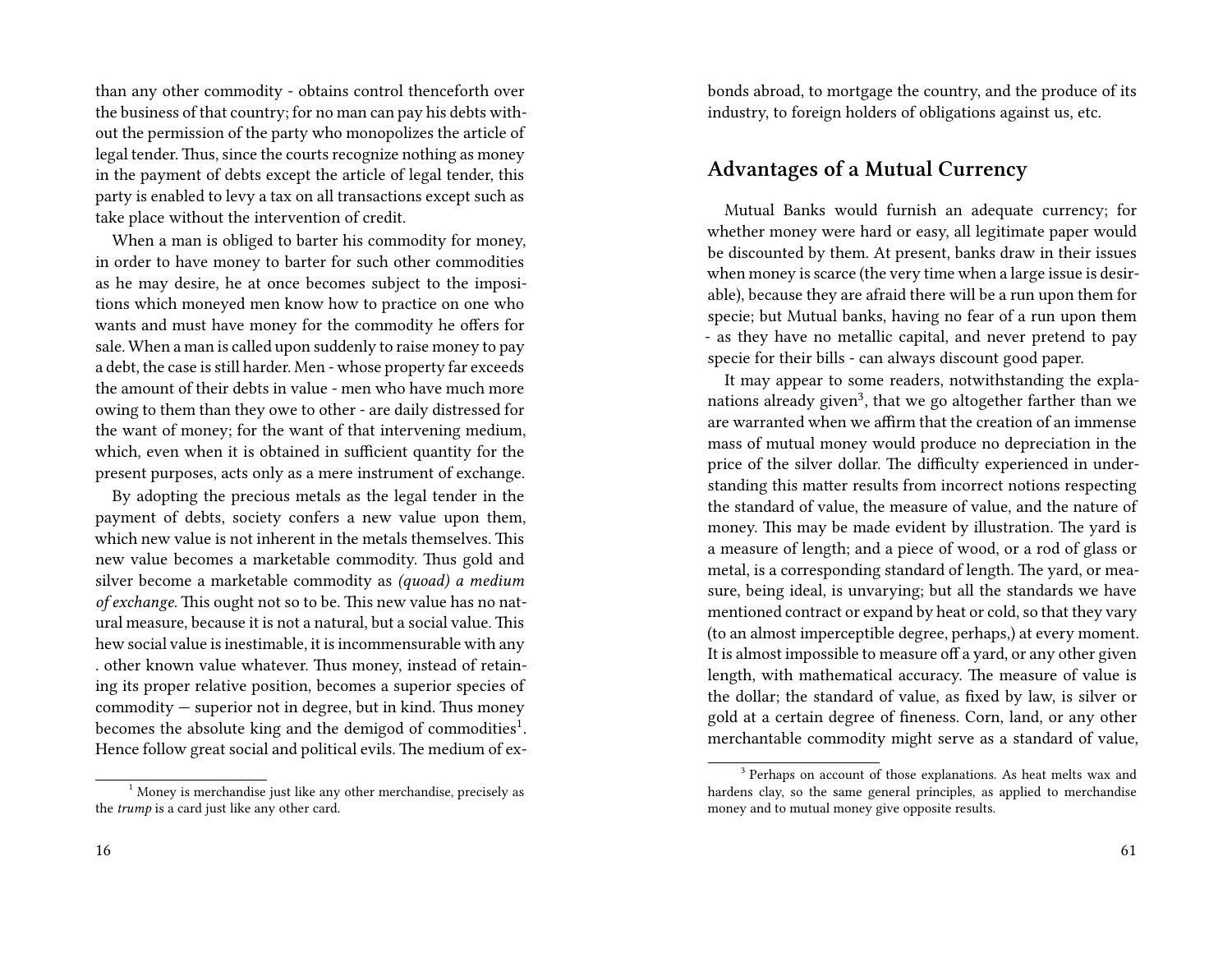than any other commodity - obtains control thenceforth over the business of that country; for no man can pay his debts without the permission of the party who monopolizes the article of legal tender. Thus, since the courts recognize nothing as money in the payment of debts except the article of legal tender, this party is enabled to levy a tax on all transactions except such as take place without the intervention of credit.

When a man is obliged to barter his commodity for money, in order to have money to barter for such other commodities as he may desire, he at once becomes subject to the impositions which moneyed men know how to practice on one who wants and must have money for the commodity he offers for sale. When a man is called upon suddenly to raise money to pay a debt, the case is still harder. Men - whose property far exceeds the amount of their debts in value - men who have much more owing to them than they owe to other - are daily distressed for the want of money; for the want of that intervening medium, which, even when it is obtained in sufficient quantity for the present purposes, acts only as a mere instrument of exchange.

By adopting the precious metals as the legal tender in the payment of debts, society confers a new value upon them, which new value is not inherent in the metals themselves. This new value becomes a marketable commodity. Thus gold and silver become a marketable commodity as *(quoad) a medium of exchange.* This ought not so to be. This new value has no natural measure, because it is not a natural, but a social value. This hew social value is inestimable, it is incommensurable with any . other known value whatever. Thus money, instead of retaining its proper relative position, becomes a superior species of commodity — superior not in degree, but in kind. Thus money becomes the absolute king and the demigod of commodities[1]. Hence follow great social and political evils. The medium of ex-

[1] Money is merchandise just like any other merchandise, precisely as the *trump* is a card just like any other card.

bonds abroad, to mortgage the country, and the produce of its industry, to foreign holders of obligations against us, etc.

## Advantages of a Mutual Currency

Mutual Banks would furnish an adequate currency; for whether money were hard or easy, all legitimate paper would be discounted by them. At present, banks draw in their issues when money is scarce (the very time when a large issue is desirable), because they are afraid there will be a run upon them for specie; but Mutual banks, having no fear of a run upon them - as they have no metallic capital, and never pretend to pay specie for their bills - can always discount good paper.

It may appear to some readers, notwithstanding the explanations already given[3], that we go altogether farther than we are warranted when we affirm that the creation of an immense mass of mutual money would produce no depreciation in the price of the silver dollar. The difficulty experienced in understanding this matter results from incorrect notions respecting the standard of value, the measure of value, and the nature of money. This may be made evident by illustration. The yard is a measure of length; and a piece of wood, or a rod of glass or metal, is a corresponding standard of length. The yard, or measure, being ideal, is unvarying; but all the standards we have mentioned contract or expand by heat or cold, so that they vary (to an almost imperceptible degree, perhaps,) at every moment. It is almost impossible to measure off a yard, or any other given length, with mathematical accuracy. The measure of value is the dollar; the standard of value, as fixed by law, is silver or gold at a certain degree of fineness. Corn, land, or any other merchantable commodity might serve as a standard of value,

[3] Perhaps on account of those explanations. As heat melts wax and hardens clay, so the same general principles, as applied to merchandise money and to mutual money give opposite results.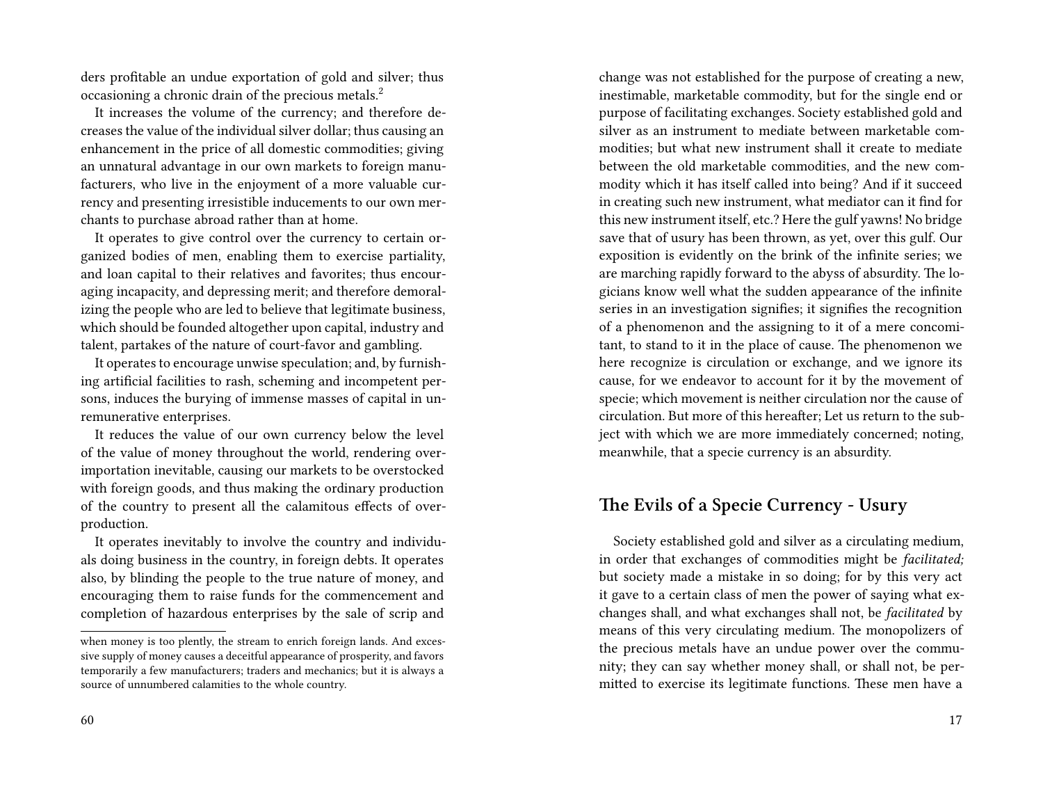ders profitable an undue exportation of gold and silver; thus occasioning a chronic drain of the precious metals.[2]

It increases the volume of the currency; and therefore decreases the value of the individual silver dollar; thus causing an enhancement in the price of all domestic commodities; giving an unnatural advantage in our own markets to foreign manufacturers, who live in the enjoyment of a more valuable currency and presenting irresistible inducements to our own merchants to purchase abroad rather than at home.

It operates to give control over the currency to certain organized bodies of men, enabling them to exercise partiality, and loan capital to their relatives and favorites; thus encouraging incapacity, and depressing merit; and therefore demoralizing the people who are led to believe that legitimate business, which should be founded altogether upon capital, industry and talent, partakes of the nature of court-favor and gambling.

It operates to encourage unwise speculation; and, by furnishing artificial facilities to rash, scheming and incompetent persons, induces the burying of immense masses of capital in unremunerative enterprises.

It reduces the value of our own currency below the level of the value of money throughout the world, rendering over-importation inevitable, causing our markets to be overstocked with foreign goods, and thus making the ordinary production of the country to present all the calamitous effects of over-production.

It operates inevitably to involve the country and individuals doing business in the country, in foreign debts. It operates also, by blinding the people to the true nature of money, and encouraging them to raise funds for the commencement and completion of hazardous enterprises by the sale of scrip and

when money is too plently, the stream to enrich foreign lands. And excessive supply of money causes a deceitful appearance of prosperity, and favors temporarily a few manufacturers; traders and mechanics; but it is always a source of unnumbered calamities to the whole country.

change was not established for the purpose of creating a new, inestimable, marketable commodity, but for the single end or purpose of facilitating exchanges. Society established gold and silver as an instrument to mediate between marketable commodities; but what new instrument shall it create to mediate between the old marketable commodities, and the new commodity which it has itself called into being? And if it succeed in creating such new instrument, what mediator can it find for this new instrument itself, etc.? Here the gulf yawns! No bridge save that of usury has been thrown, as yet, over this gulf. Our exposition is evidently on the brink of the infinite series; we are marching rapidly forward to the abyss of absurdity. The logicians know well what the sudden appearance of the infinite series in an investigation signifies; it signifies the recognition of a phenomenon and the assigning to it of a mere concomitant, to stand to it in the place of cause. The phenomenon we here recognize is circulation or exchange, and we ignore its cause, for we endeavor to account for it by the movement of specie; which movement is neither circulation nor the cause of circulation. But more of this hereafter; Let us return to the subject with which we are more immediately concerned; noting, meanwhile, that a specie currency is an absurdity.

## The Evils of a Specie Currency - Usury

Society established gold and silver as a circulating medium, in order that exchanges of commodities might be *facilitated;* but society made a mistake in so doing; for by this very act it gave to a certain class of men the power of saying what exchanges shall, and what exchanges shall not, be *facilitated* by means of this very circulating medium. The monopolizers of the precious metals have an undue power over the community; they can say whether money shall, or shall not, be permitted to exercise its legitimate functions. These men have a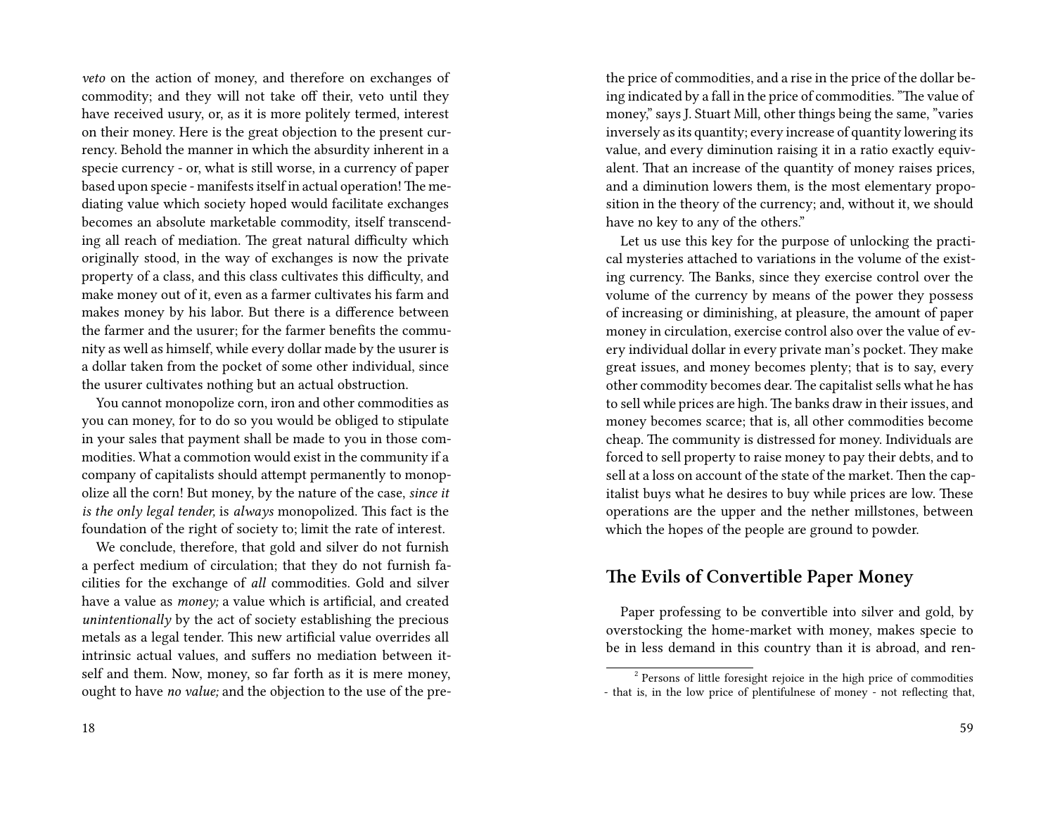*veto* on the action of money, and therefore on exchanges of commodity; and they will not take off their, veto until they have received usury, or, as it is more politely termed, interest on their money. Here is the great objection to the present currency. Behold the manner in which the absurdity inherent in a specie currency - or, what is still worse, in a currency of paper based upon specie - manifests itself in actual operation! The mediating value which society hoped would facilitate exchanges becomes an absolute marketable commodity, itself transcending all reach of mediation. The great natural difficulty which originally stood, in the way of exchanges is now the private property of a class, and this class cultivates this difficulty, and make money out of it, even as a farmer cultivates his farm and makes money by his labor. But there is a difference between the farmer and the usurer; for the farmer benefits the community as well as himself, while every dollar made by the usurer is a dollar taken from the pocket of some other individual, since the usurer cultivates nothing but an actual obstruction.

You cannot monopolize corn, iron and other commodities as you can money, for to do so you would be obliged to stipulate in your sales that payment shall be made to you in those commodities. What a commotion would exist in the community if a company of capitalists should attempt permanently to monopolize all the corn! But money, by the nature of the case, *since it is the only legal tender,* is *always* monopolized. This fact is the foundation of the right of society to; limit the rate of interest.

We conclude, therefore, that gold and silver do not furnish a perfect medium of circulation; that they do not furnish facilities for the exchange of *all* commodities. Gold and silver have a value as *money;* a value which is artificial, and created *unintentionally* by the act of society establishing the precious metals as a legal tender. This new artificial value overrides all intrinsic actual values, and suffers no mediation between itself and them. Now, money, so far forth as it is mere money, ought to have *no value;* and the objection to the use of the pre-

the price of commodities, and a rise in the price of the dollar being indicated by a fall in the price of commodities. "The value of money," says J. Stuart Mill, other things being the same, "varies inversely as its quantity; every increase of quantity lowering its value, and every diminution raising it in a ratio exactly equivalent. That an increase of the quantity of money raises prices, and a diminution lowers them, is the most elementary proposition in the theory of the currency; and, without it, we should have no key to any of the others."

Let us use this key for the purpose of unlocking the practical mysteries attached to variations in the volume of the existing currency. The Banks, since they exercise control over the volume of the currency by means of the power they possess of increasing or diminishing, at pleasure, the amount of paper money in circulation, exercise control also over the value of every individual dollar in every private man's pocket. They make great issues, and money becomes plenty; that is to say, every other commodity becomes dear. The capitalist sells what he has to sell while prices are high. The banks draw in their issues, and money becomes scarce; that is, all other commodities become cheap. The community is distressed for money. Individuals are forced to sell property to raise money to pay their debts, and to sell at a loss on account of the state of the market. Then the capitalist buys what he desires to buy while prices are low. These operations are the upper and the nether millstones, between which the hopes of the people are ground to powder.

## The Evils of Convertible Paper Money

Paper professing to be convertible into silver and gold, by overstocking the home-market with money, makes specie to be in less demand in this country than it is abroad, and ren-

[2] Persons of little foresight rejoice in the high price of commodities - that is, in the low price of plentifulnese of money - not reflecting that,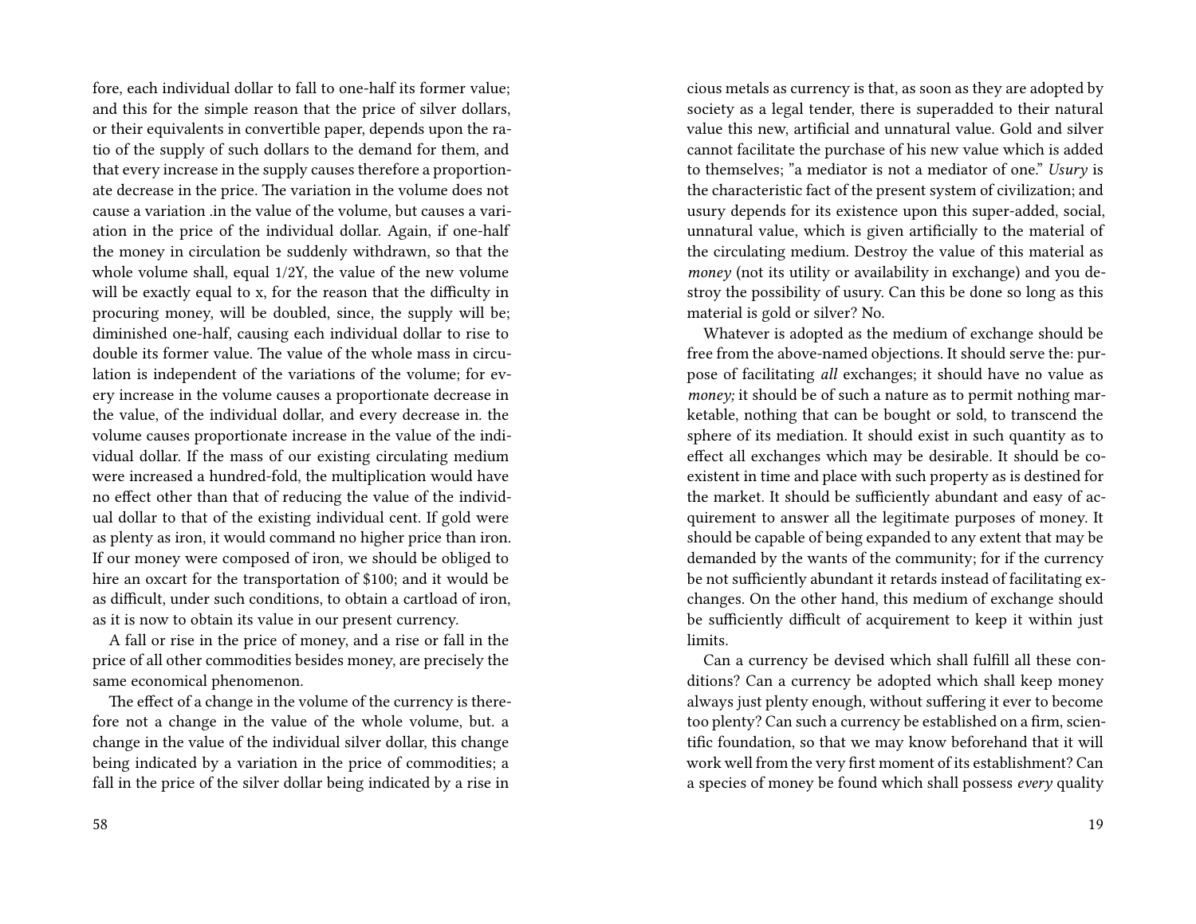fore, each individual dollar to fall to one-half its former value; and this for the simple reason that the price of silver dollars, or their equivalents in convertible paper, depends upon the ratio of the supply of such dollars to the demand for them, and that every increase in the supply causes therefore a proportionate decrease in the price. The variation in the volume does not cause a variation .in the value of the volume, but causes a variation in the price of the individual dollar. Again, if one-half the money in circulation be suddenly withdrawn, so that the whole volume shall, equal 1/2Y, the value of the new volume will be exactly equal to x, for the reason that the difficulty in procuring money, will be doubled, since, the supply will be; diminished one-half, causing each individual dollar to rise to double its former value. The value of the whole mass in circulation is independent of the variations of the volume; for every increase in the volume causes a proportionate decrease in the value, of the individual dollar, and every decrease in. the volume causes proportionate increase in the value of the individual dollar. If the mass of our existing circulating medium were increased a hundred-fold, the multiplication would have no effect other than that of reducing the value of the individual dollar to that of the existing individual cent. If gold were as plenty as iron, it would command no higher price than iron. If our money were composed of iron, we should be obliged to hire an oxcart for the transportation of $100; and it would be as difficult, under such conditions, to obtain a cartload of iron, as it is now to obtain its value in our present currency.

A fall or rise in the price of money, and a rise or fall in the price of all other commodities besides money, are precisely the same economical phenomenon.

The effect of a change in the volume of the currency is therefore not a change in the value of the whole volume, but. a change in the value of the individual silver dollar, this change being indicated by a variation in the price of commodities; a fall in the price of the silver dollar being indicated by a rise in

cious metals as currency is that, as soon as they are adopted by society as a legal tender, there is superadded to their natural value this new, artificial and unnatural value. Gold and silver cannot facilitate the purchase of his new value which is added to themselves; "a mediator is not a mediator of one." *Usury* is the characteristic fact of the present system of civilization; and usury depends for its existence upon this super-added, social, unnatural value, which is given artificially to the material of the circulating medium. Destroy the value of this material as *money* (not its utility or availability in exchange) and you destroy the possibility of usury. Can this be done so long as this material is gold or silver? No.

Whatever is adopted as the medium of exchange should be free from the above-named objections. It should serve the: purpose of facilitating *all* exchanges; it should have no value as *money;* it should be of such a nature as to permit nothing marketable, nothing that can be bought or sold, to transcend the sphere of its mediation. It should exist in such quantity as to effect all exchanges which may be desirable. It should be coexistent in time and place with such property as is destined for the market. It should be sufficiently abundant and easy of acquirement to answer all the legitimate purposes of money. It should be capable of being expanded to any extent that may be demanded by the wants of the community; for if the currency be not sufficiently abundant it retards instead of facilitating exchanges. On the other hand, this medium of exchange should be sufficiently difficult of acquirement to keep it within just limits.

Can a currency be devised which shall fulfill all these conditions? Can a currency be adopted which shall keep money always just plenty enough, without suffering it ever to become too plenty? Can such a currency be established on a firm, scientific foundation, so that we may know beforehand that it will work well from the very first moment of its establishment? Can a species of money be found which shall possess *every* quality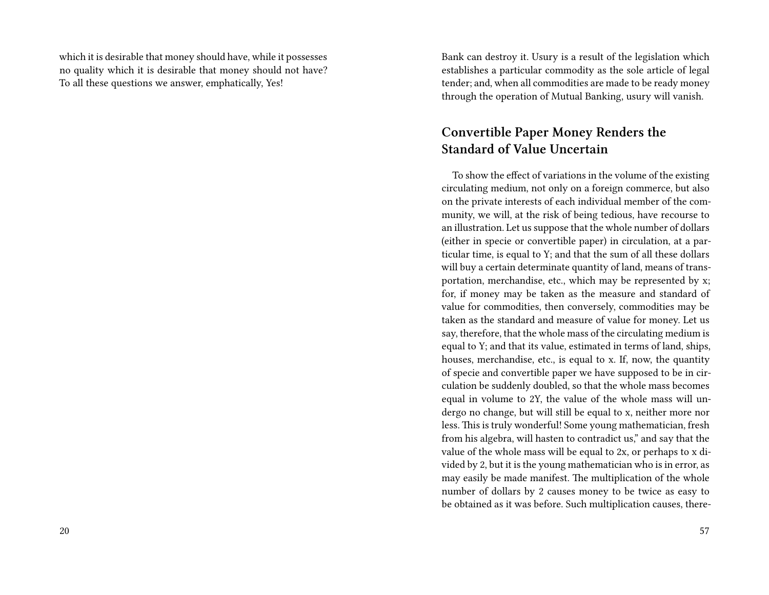which it is desirable that money should have, while it possesses no quality which it is desirable that money should not have? To all these questions we answer, emphatically, Yes!

Bank can destroy it. Usury is a result of the legislation which establishes a particular commodity as the sole article of legal tender; and, when all commodities are made to be ready money through the operation of Mutual Banking, usury will vanish.

## Convertible Paper Money Renders the Standard of Value Uncertain

To show the effect of variations in the volume of the existing circulating medium, not only on a foreign commerce, but also on the private interests of each individual member of the community, we will, at the risk of being tedious, have recourse to an illustration. Let us suppose that the whole number of dollars (either in specie or convertible paper) in circulation, at a particular time, is equal to Y; and that the sum of all these dollars will buy a certain determinate quantity of land, means of transportation, merchandise, etc., which may be represented by x; for, if money may be taken as the measure and standard of value for commodities, then conversely, commodities may be taken as the standard and measure of value for money. Let us say, therefore, that the whole mass of the circulating medium is equal to Y; and that its value, estimated in terms of land, ships, houses, merchandise, etc., is equal to x. If, now, the quantity of specie and convertible paper we have supposed to be in circulation be suddenly doubled, so that the whole mass becomes equal in volume to 2Y, the value of the whole mass will undergo no change, but will still be equal to x, neither more nor less. This is truly wonderful! Some young mathematician, fresh from his algebra, will hasten to contradict us," and say that the value of the whole mass will be equal to 2x, or perhaps to x divided by 2, but it is the young mathematician who is in error, as may easily be made manifest. The multiplication of the whole number of dollars by 2 causes money to be twice as easy to be obtained as it was before. Such multiplication causes, there-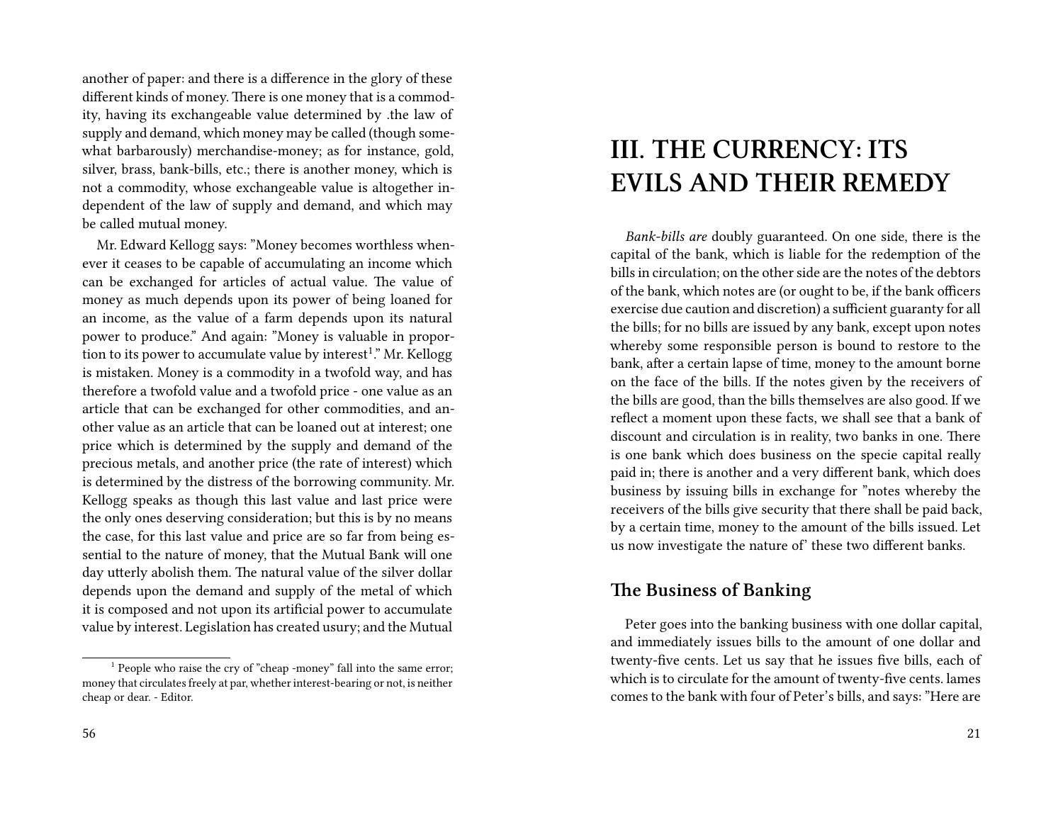another of paper: and there is a difference in the glory of these different kinds of money. There is one money that is a commodity, having its exchangeable value determined by .the law of supply and demand, which money may be called (though somewhat barbarously) merchandise-money; as for instance, gold, silver, brass, bank-bills, etc.; there is another money, which is not a commodity, whose exchangeable value is altogether independent of the law of supply and demand, and which may be called mutual money.

Mr. Edward Kellogg says: "Money becomes worthless whenever it ceases to be capable of accumulating an income which can be exchanged for articles of actual value. The value of money as much depends upon its power of being loaned for an income, as the value of a farm depends upon its natural power to produce." And again: "Money is valuable in proportion to its power to accumulate value by interest[1]." Mr. Kellogg is mistaken. Money is a commodity in a twofold way, and has therefore a twofold value and a twofold price - one value as an article that can be exchanged for other commodities, and another value as an article that can be loaned out at interest; one price which is determined by the supply and demand of the precious metals, and another price (the rate of interest) which is determined by the distress of the borrowing community. Mr. Kellogg speaks as though this last value and last price were the only ones deserving consideration; but this is by no means the case, for this last value and price are so far from being essential to the nature of money, that the Mutual Bank will one day utterly abolish them. The natural value of the silver dollar depends upon the demand and supply of the metal of which it is composed and not upon its artificial power to accumulate value by interest. Legislation has created usury; and the Mutual

[1] People who raise the cry of "cheap -money" fall into the same error; money that circulates freely at par, whether interest-bearing or not, is neither cheap or dear. - Editor.

# III. THE CURRENCY: ITS EVILS AND THEIR REMEDY

*Bank-bills are* doubly guaranteed. On one side, there is the capital of the bank, which is liable for the redemption of the bills in circulation; on the other side are the notes of the debtors of the bank, which notes are (or ought to be, if the bank officers exercise due caution and discretion) a sufficient guaranty for all the bills; for no bills are issued by any bank, except upon notes whereby some responsible person is bound to restore to the bank, after a certain lapse of time, money to the amount borne on the face of the bills. If the notes given by the receivers of the bills are good, than the bills themselves are also good. If we reflect a moment upon these facts, we shall see that a bank of discount and circulation is in reality, two banks in one. There is one bank which does business on the specie capital really paid in; there is another and a very different bank, which does business by issuing bills in exchange for "notes whereby the receivers of the bills give security that there shall be paid back, by a certain time, money to the amount of the bills issued. Let us now investigate the nature of' these two different banks.

## The Business of Banking

Peter goes into the banking business with one dollar capital, and immediately issues bills to the amount of one dollar and twenty-five cents. Let us say that he issues five bills, each of which is to circulate for the amount of twenty-five cents. lames comes to the bank with four of Peter's bills, and says: "Here are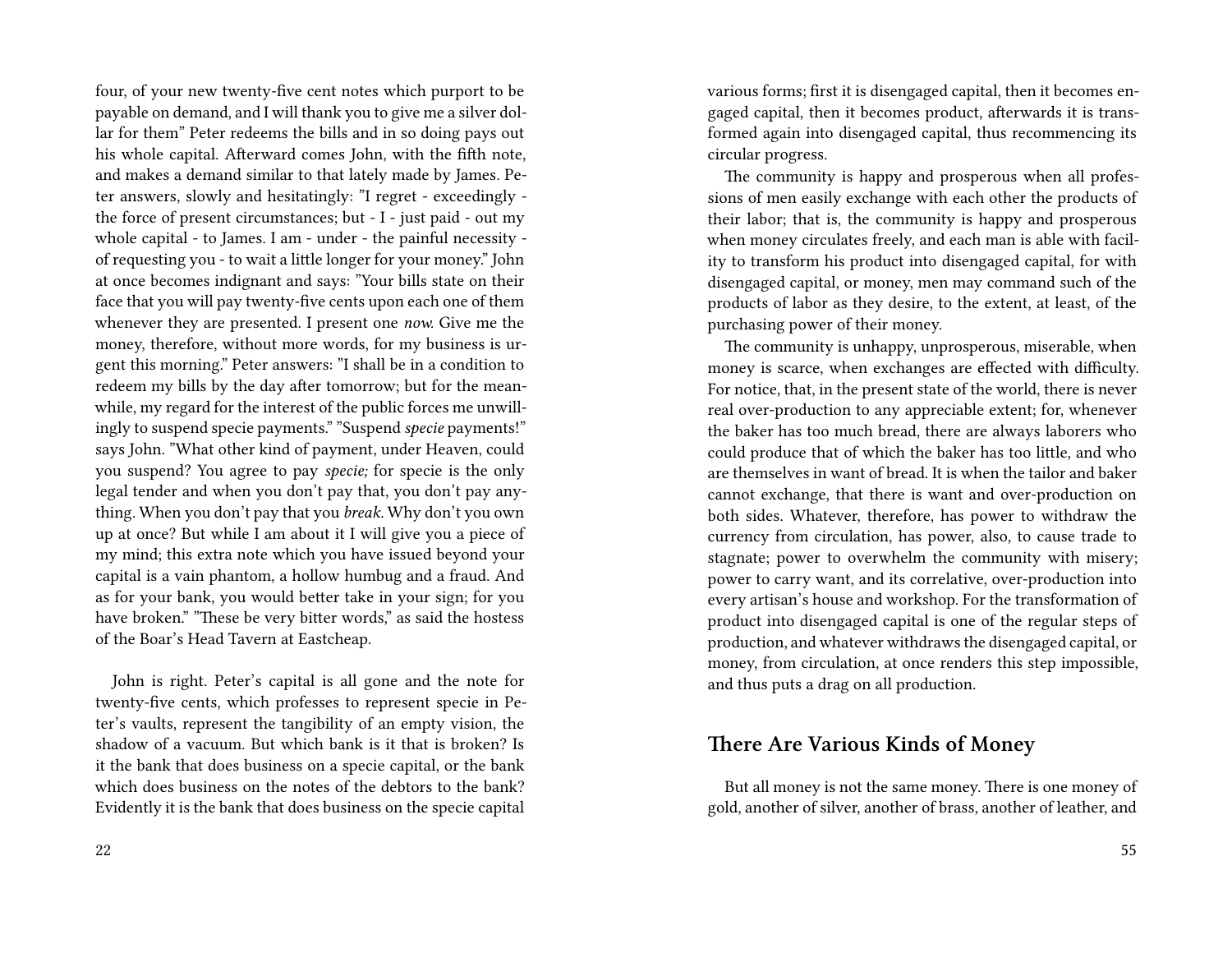four, of your new twenty-five cent notes which purport to be payable on demand, and I will thank you to give me a silver dollar for them" Peter redeems the bills and in so doing pays out his whole capital. Afterward comes John, with the fifth note, and makes a demand similar to that lately made by James. Peter answers, slowly and hesitatingly: "I regret - exceedingly - the force of present circumstances; but - I - just paid - out my whole capital - to James. I am - under - the painful necessity - of requesting you - to wait a little longer for your money." John at once becomes indignant and says: "Your bills state on their face that you will pay twenty-five cents upon each one of them whenever they are presented. I present one *now.* Give me the money, therefore, without more words, for my business is urgent this morning." Peter answers: "I shall be in a condition to redeem my bills by the day after tomorrow; but for the meanwhile, my regard for the interest of the public forces me unwillingly to suspend specie payments." "Suspend *specie* payments!" says John. "What other kind of payment, under Heaven, could you suspend? You agree to pay *specie;* for specie is the only legal tender and when you don't pay that, you don't pay anything. When you don't pay that you *break.* Why don't you own up at once? But while I am about it I will give you a piece of my mind; this extra note which you have issued beyond your capital is a vain phantom, a hollow humbug and a fraud. And as for your bank, you would better take in your sign; for you have broken." "These be very bitter words," as said the hostess of the Boar's Head Tavern at Eastcheap.

John is right. Peter's capital is all gone and the note for twenty-five cents, which professes to represent specie in Peter's vaults, represent the tangibility of an empty vision, the shadow of a vacuum. But which bank is it that is broken? Is it the bank that does business on a specie capital, or the bank which does business on the notes of the debtors to the bank? Evidently it is the bank that does business on the specie capital

various forms; first it is disengaged capital, then it becomes engaged capital, then it becomes product, afterwards it is transformed again into disengaged capital, thus recommencing its circular progress.

The community is happy and prosperous when all professions of men easily exchange with each other the products of their labor; that is, the community is happy and prosperous when money circulates freely, and each man is able with facility to transform his product into disengaged capital, for with disengaged capital, or money, men may command such of the products of labor as they desire, to the extent, at least, of the purchasing power of their money.

The community is unhappy, unprosperous, miserable, when money is scarce, when exchanges are effected with difficulty. For notice, that, in the present state of the world, there is never real over-production to any appreciable extent; for, whenever the baker has too much bread, there are always laborers who could produce that of which the baker has too little, and who are themselves in want of bread. It is when the tailor and baker cannot exchange, that there is want and over-production on both sides. Whatever, therefore, has power to withdraw the currency from circulation, has power, also, to cause trade to stagnate; power to overwhelm the community with misery; power to carry want, and its correlative, over-production into every artisan's house and workshop. For the transformation of product into disengaged capital is one of the regular steps of production, and whatever withdraws the disengaged capital, or money, from circulation, at once renders this step impossible, and thus puts a drag on all production.

## There Are Various Kinds of Money

But all money is not the same money. There is one money of gold, another of silver, another of brass, another of leather, and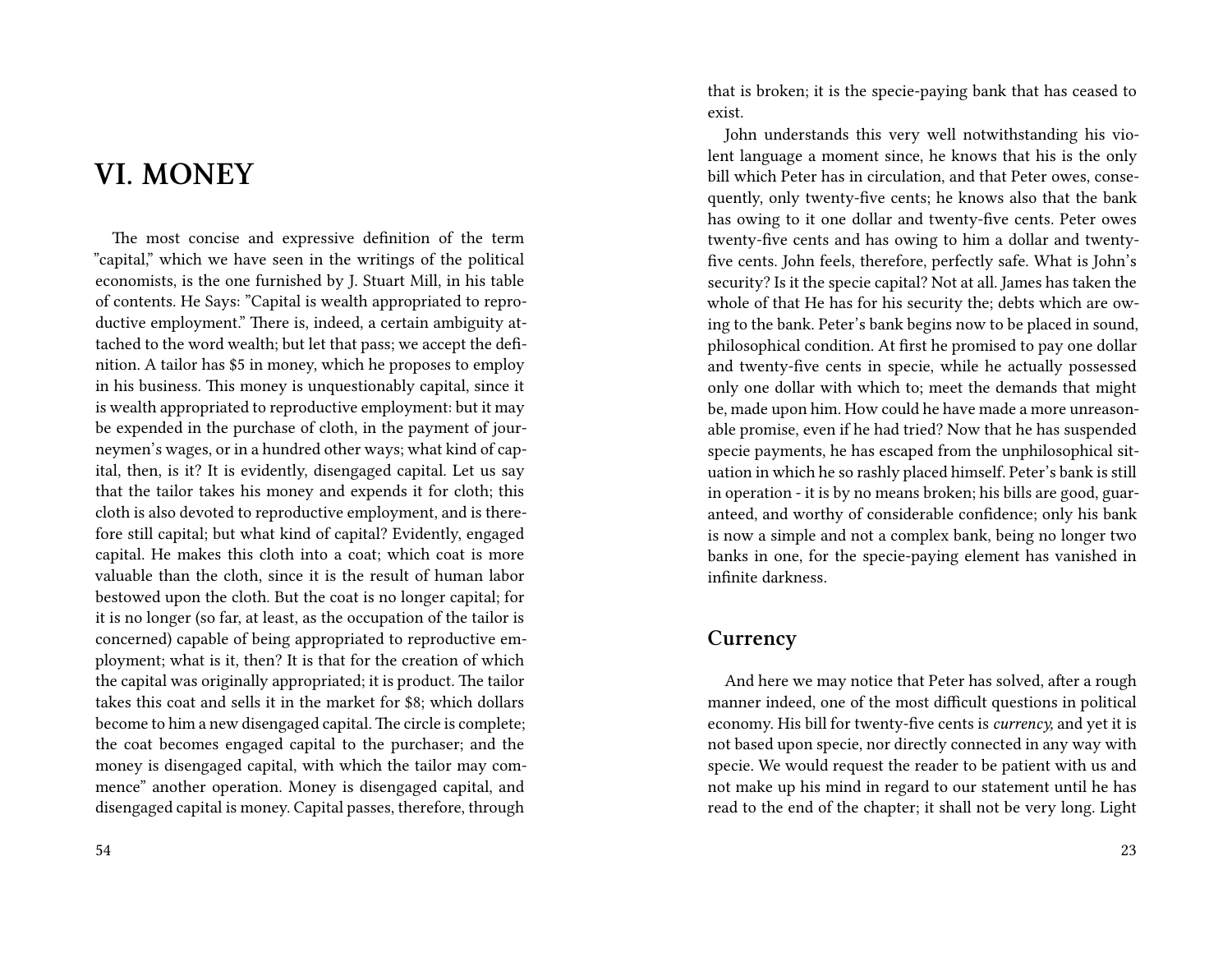# VI. MONEY

The most concise and expressive definition of the term "capital," which we have seen in the writings of the political economists, is the one furnished by J. Stuart Mill, in his table of contents. He Says: "Capital is wealth appropriated to reproductive employment." There is, indeed, a certain ambiguity attached to the word wealth; but let that pass; we accept the definition. A tailor has $5 in money, which he proposes to employ in his business. This money is unquestionably capital, since it is wealth appropriated to reproductive employment: but it may be expended in the purchase of cloth, in the payment of journeymen's wages, or in a hundred other ways; what kind of capital, then, is it? It is evidently, disengaged capital. Let us say that the tailor takes his money and expends it for cloth; this cloth is also devoted to reproductive employment, and is therefore still capital; but what kind of capital? Evidently, engaged capital. He makes this cloth into a coat; which coat is more valuable than the cloth, since it is the result of human labor bestowed upon the cloth. But the coat is no longer capital; for it is no longer (so far, at least, as the occupation of the tailor is concerned) capable of being appropriated to reproductive employment; what is it, then? It is that for the creation of which the capital was originally appropriated; it is product. The tailor takes this coat and sells it in the market for $8; which dollars become to him a new disengaged capital. The circle is complete; the coat becomes engaged capital to the purchaser; and the money is disengaged capital, with which the tailor may commence" another operation. Money is disengaged capital, and disengaged capital is money. Capital passes, therefore, through

that is broken; it is the specie-paying bank that has ceased to exist.

John understands this very well notwithstanding his violent language a moment since, he knows that his is the only bill which Peter has in circulation, and that Peter owes, consequently, only twenty-five cents; he knows also that the bank has owing to it one dollar and twenty-five cents. Peter owes twenty-five cents and has owing to him a dollar and twenty-five cents. John feels, therefore, perfectly safe. What is John's security? Is it the specie capital? Not at all. James has taken the whole of that He has for his security the; debts which are owing to the bank. Peter's bank begins now to be placed in sound, philosophical condition. At first he promised to pay one dollar and twenty-five cents in specie, while he actually possessed only one dollar with which to; meet the demands that might be, made upon him. How could he have made a more unreasonable promise, even if he had tried? Now that he has suspended specie payments, he has escaped from the unphilosophical situation in which he so rashly placed himself. Peter's bank is still in operation - it is by no means broken; his bills are good, guaranteed, and worthy of considerable confidence; only his bank is now a simple and not a complex bank, being no longer two banks in one, for the specie-paying element has vanished in infinite darkness.

## Currency

And here we may notice that Peter has solved, after a rough manner indeed, one of the most difficult questions in political economy. His bill for twenty-five cents is *currency,* and yet it is not based upon specie, nor directly connected in any way with specie. We would request the reader to be patient with us and not make up his mind in regard to our statement until he has read to the end of the chapter; it shall not be very long. Light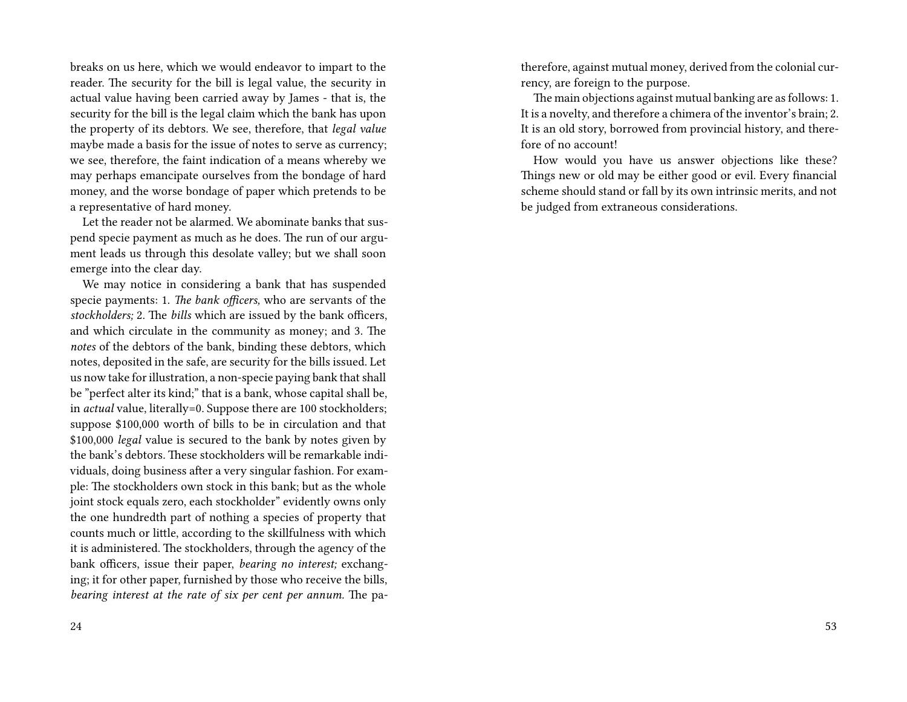breaks on us here, which we would endeavor to impart to the reader. The security for the bill is legal value, the security in actual value having been carried away by James - that is, the security for the bill is the legal claim which the bank has upon the property of its debtors. We see, therefore, that *legal value* maybe made a basis for the issue of notes to serve as currency; we see, therefore, the faint indication of a means whereby we may perhaps emancipate ourselves from the bondage of hard money, and the worse bondage of paper which pretends to be a representative of hard money.

Let the reader not be alarmed. We abominate banks that suspend specie payment as much as he does. The run of our argument leads us through this desolate valley; but we shall soon emerge into the clear day.

We may notice in considering a bank that has suspended specie payments: 1. *The bank officers,* who are servants of the *stockholders;* 2. The *bills* which are issued by the bank officers, and which circulate in the community as money; and 3. The *notes* of the debtors of the bank, binding these debtors, which notes, deposited in the safe, are security for the bills issued. Let us now take for illustration, a non-specie paying bank that shall be "perfect alter its kind;" that is a bank, whose capital shall be, in *actual* value, literally=0. Suppose there are 100 stockholders; suppose $100,000 worth of bills to be in circulation and that $100,000 *legal* value is secured to the bank by notes given by the bank's debtors. These stockholders will be remarkable individuals, doing business after a very singular fashion. For example: The stockholders own stock in this bank; but as the whole joint stock equals zero, each stockholder" evidently owns only the one hundredth part of nothing a species of property that counts much or little, according to the skillfulness with which it is administered. The stockholders, through the agency of the bank officers, issue their paper, *bearing no interest;* exchanging; it for other paper, furnished by those who receive the bills, *bearing interest at the rate of six per cent per annum.* The pa-

therefore, against mutual money, derived from the colonial currency, are foreign to the purpose.

The main objections against mutual banking are as follows: 1. It is a novelty, and therefore a chimera of the inventor's brain; 2. It is an old story, borrowed from provincial history, and therefore of no account!

How would you have us answer objections like these? Things new or old may be either good or evil. Every financial scheme should stand or fall by its own intrinsic merits, and not be judged from extraneous considerations.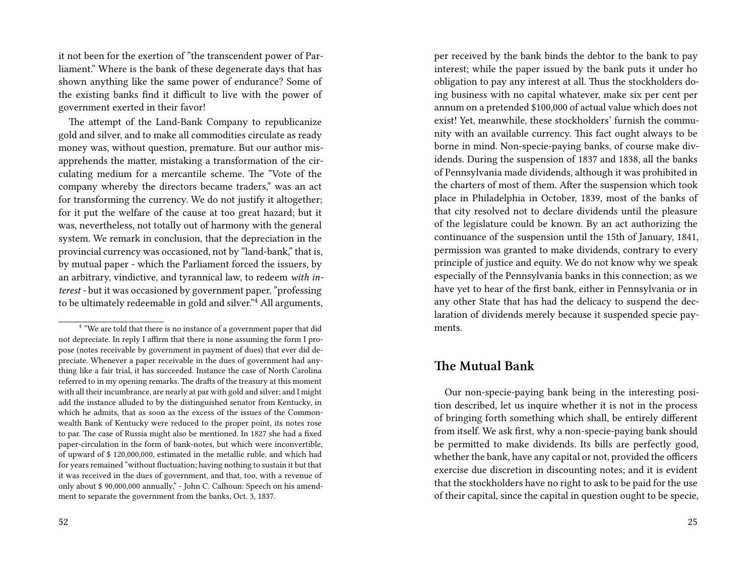it not been for the exertion of "the transcendent power of Parliament." Where is the bank of these degenerate days that has shown anything like the same power of endurance? Some of the existing banks find it difficult to live with the power of government exerted in their favor!

The attempt of the Land-Bank Company to republicanize gold and silver, and to make all commodities circulate as ready money was, without question, premature. But our author misapprehends the matter, mistaking a transformation of the circulating medium for a mercantile scheme. The "Vote of the company whereby the directors became traders," was an act for transforming the currency. We do not justify it altogether; for it put the welfare of the cause at too great hazard; but it was, nevertheless, not totally out of harmony with the general system. We remark in conclusion, that the depreciation in the provincial currency was occasioned, not by "land-bank," that is, by mutual paper - which the Parliament forced the issuers, by an arbitrary, vindictive, and tyrannical law, to redeem *with interest* - but it was occasioned by government paper, "professing to be ultimately redeemable in gold and silver."[4] All arguments,

[4] "We are told that there is no instance of a government paper that did not depreciate. In reply I affirm that there is none assuming the form I propose (notes receivable by government in payment of dues) that ever did depreciate. Whenever a paper receivable in the dues of government had anything like a fair trial, it has succeeded. Instance the case of North Carolina referred to in my opening remarks. The drafts of the treasury at this moment with all their incumbrance, are nearly at par with gold and silver; and I might add the instance alluded to by the distinguished senator from Kentucky, in which he admits, that as soon as the excess of the issues of the Commonwealth Bank of Kentucky were reduced to the proper point, its notes rose to par. The case of Russia might also be mentioned. In 1827 she had a fixed paper-circulation in the form of bank-notes, but which were inconvertible, of upward of $ 120,000,000, estimated in the metallic ruble, and which had for years remained "without fluctuation; having nothing to sustain it but that it was received in the dues of government, and that, too, with a revenue of only about $ 90,000,000 annually," - John C. Calhoun: Speech on his amendment to separate the government from the banks, Oct. 3, 1837.

per received by the bank binds the debtor to the bank to pay interest; while the paper issued by the bank puts it under ho obligation to pay any interest at all. Thus the stockholders doing business with no capital whatever, make six per cent per annum on a pretended $100,000 of actual value which does not exist! Yet, meanwhile, these stockholders' furnish the community with an available currency. This fact ought always to be borne in mind. Non-specie-paying banks, of course make dividends. During the suspension of 1837 and 1838, all the banks of Pennsylvania made dividends, although it was prohibited in the charters of most of them. After the suspension which took place in Philadelphia in October, 1839, most of the banks of that city resolved not to declare dividends until the pleasure of the legislature could be known. By an act authorizing the continuance of the suspension until the 15th of January, 1841, permission was granted to make dividends, contrary to every principle of justice and equity. We do not know why we speak especially of the Pennsylvania banks in this connection; as we have yet to hear of the first bank, either in Pennsylvania or in any other State that has had the delicacy to suspend the declaration of dividends merely because it suspended specie payments.

## The Mutual Bank

Our non-specie-paying bank being in the interesting position described, let us inquire whether it is not in the process of bringing forth something which shall, be entirely different from itself. We ask first, why a non-specie-paying bank should be permitted to make dividends. Its bills are perfectly good, whether the bank, have any capital or not, provided the officers exercise due discretion in discounting notes; and it is evident that the stockholders have no right to ask to be paid for the use of their capital, since the capital in question ought to be specie,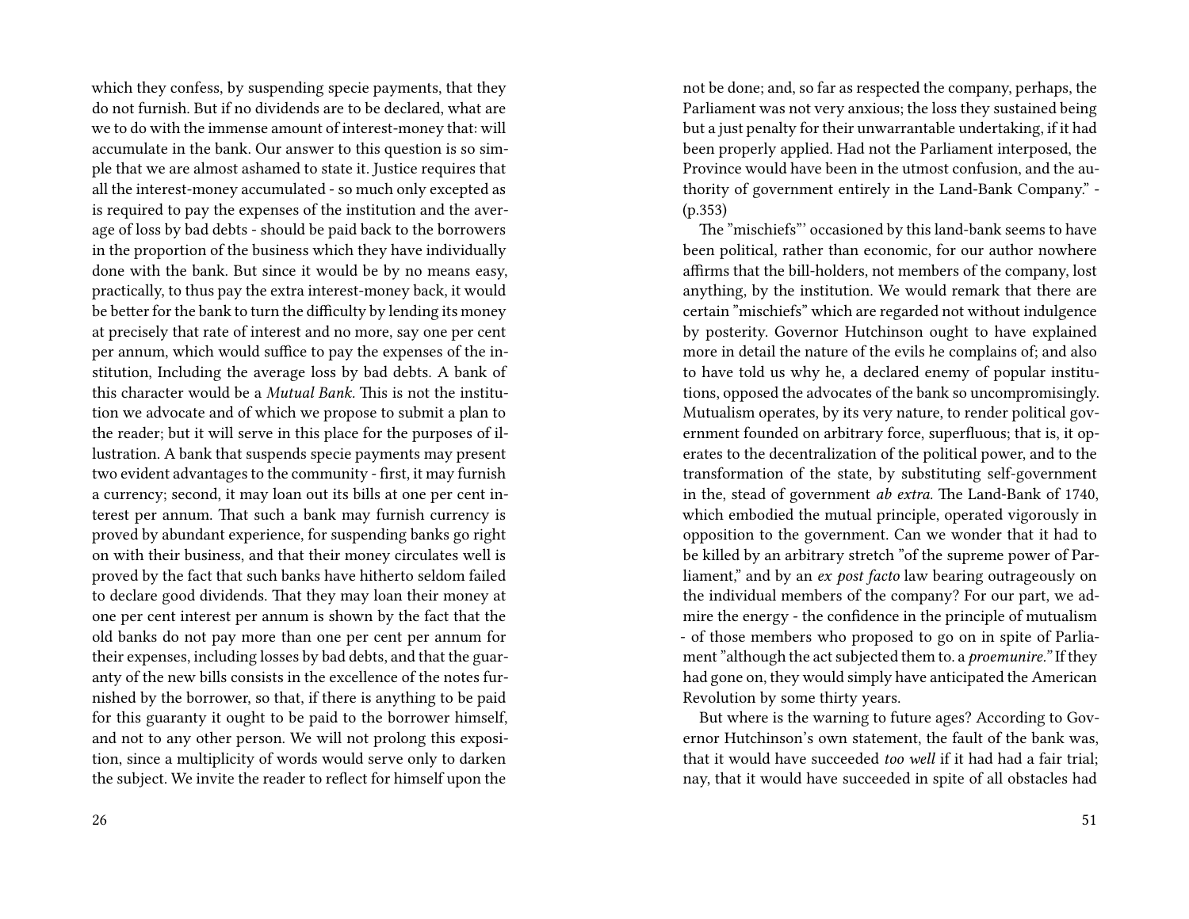which they confess, by suspending specie payments, that they do not furnish. But if no dividends are to be declared, what are we to do with the immense amount of interest-money that: will accumulate in the bank. Our answer to this question is so simple that we are almost ashamed to state it. Justice requires that all the interest-money accumulated - so much only excepted as is required to pay the expenses of the institution and the average of loss by bad debts - should be paid back to the borrowers in the proportion of the business which they have individually done with the bank. But since it would be by no means easy, practically, to thus pay the extra interest-money back, it would be better for the bank to turn the difficulty by lending its money at precisely that rate of interest and no more, say one per cent per annum, which would suffice to pay the expenses of the institution, Including the average loss by bad debts. A bank of this character would be a *Mutual Bank.* This is not the institution we advocate and of which we propose to submit a plan to the reader; but it will serve in this place for the purposes of illustration. A bank that suspends specie payments may present two evident advantages to the community - first, it may furnish a currency; second, it may loan out its bills at one per cent interest per annum. That such a bank may furnish currency is proved by abundant experience, for suspending banks go right on with their business, and that their money circulates well is proved by the fact that such banks have hitherto seldom failed to declare good dividends. That they may loan their money at one per cent interest per annum is shown by the fact that the old banks do not pay more than one per cent per annum for their expenses, including losses by bad debts, and that the guaranty of the new bills consists in the excellence of the notes furnished by the borrower, so that, if there is anything to be paid for this guaranty it ought to be paid to the borrower himself, and not to any other person. We will not prolong this exposition, since a multiplicity of words would serve only to darken the subject. We invite the reader to reflect for himself upon the

not be done; and, so far as respected the company, perhaps, the Parliament was not very anxious; the loss they sustained being but a just penalty for their unwarrantable undertaking, if it had been properly applied. Had not the Parliament interposed, the Province would have been in the utmost confusion, and the authority of government entirely in the Land-Bank Company." - (p.353)

The "mischiefs"' occasioned by this land-bank seems to have been political, rather than economic, for our author nowhere affirms that the bill-holders, not members of the company, lost anything, by the institution. We would remark that there are certain "mischiefs" which are regarded not without indulgence by posterity. Governor Hutchinson ought to have explained more in detail the nature of the evils he complains of; and also to have told us why he, a declared enemy of popular institutions, opposed the advocates of the bank so uncompromisingly. Mutualism operates, by its very nature, to render political government founded on arbitrary force, superfluous; that is, it operates to the decentralization of the political power, and to the transformation of the state, by substituting self-government in the, stead of government *ab extra.* The Land-Bank of 1740, which embodied the mutual principle, operated vigorously in opposition to the government. Can we wonder that it had to be killed by an arbitrary stretch "of the supreme power of Parliament," and by an *ex post facto* law bearing outrageously on the individual members of the company? For our part, we admire the energy - the confidence in the principle of mutualism - of those members who proposed to go on in spite of Parliament "although the act subjected them to. a *proemunire."* If they had gone on, they would simply have anticipated the American Revolution by some thirty years.

But where is the warning to future ages? According to Governor Hutchinson's own statement, the fault of the bank was, that it would have succeeded *too well* if it had had a fair trial; nay, that it would have succeeded in spite of all obstacles had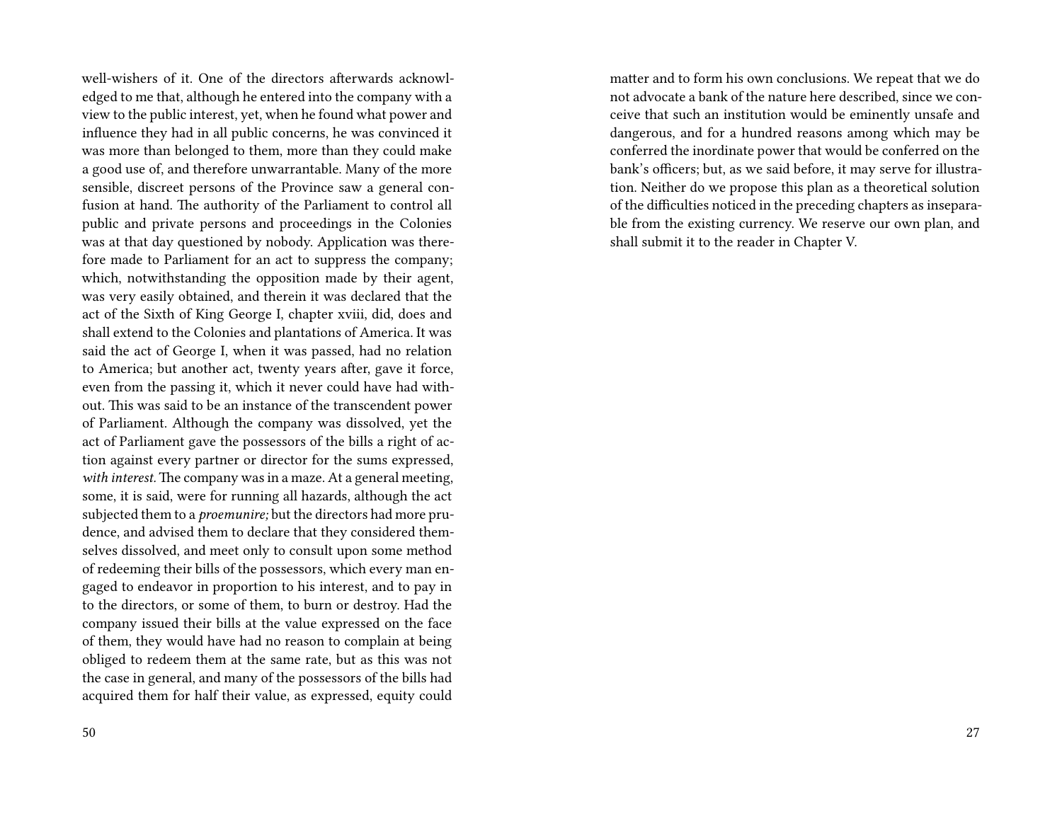well-wishers of it. One of the directors afterwards acknowledged to me that, although he entered into the company with a view to the public interest, yet, when he found what power and influence they had in all public concerns, he was convinced it was more than belonged to them, more than they could make a good use of, and therefore unwarrantable. Many of the more sensible, discreet persons of the Province saw a general confusion at hand. The authority of the Parliament to control all public and private persons and proceedings in the Colonies was at that day questioned by nobody. Application was therefore made to Parliament for an act to suppress the company; which, notwithstanding the opposition made by their agent, was very easily obtained, and therein it was declared that the act of the Sixth of King George I, chapter xviii, did, does and shall extend to the Colonies and plantations of America. It was said the act of George I, when it was passed, had no relation to America; but another act, twenty years after, gave it force, even from the passing it, which it never could have had without. This was said to be an instance of the transcendent power of Parliament. Although the company was dissolved, yet the act of Parliament gave the possessors of the bills a right of action against every partner or director for the sums expressed, *with interest.* The company was in a maze. At a general meeting, some, it is said, were for running all hazards, although the act subjected them to a *proemunire;* but the directors had more prudence, and advised them to declare that they considered themselves dissolved, and meet only to consult upon some method of redeeming their bills of the possessors, which every man engaged to endeavor in proportion to his interest, and to pay in to the directors, or some of them, to burn or destroy. Had the company issued their bills at the value expressed on the face of them, they would have had no reason to complain at being obliged to redeem them at the same rate, but as this was not the case in general, and many of the possessors of the bills had acquired them for half their value, as expressed, equity could

matter and to form his own conclusions. We repeat that we do not advocate a bank of the nature here described, since we conceive that such an institution would be eminently unsafe and dangerous, and for a hundred reasons among which may be conferred the inordinate power that would be conferred on the bank's officers; but, as we said before, it may serve for illustration. Neither do we propose this plan as a theoretical solution of the difficulties noticed in the preceding chapters as inseparable from the existing currency. We reserve our own plan, and shall submit it to the reader in Chapter V.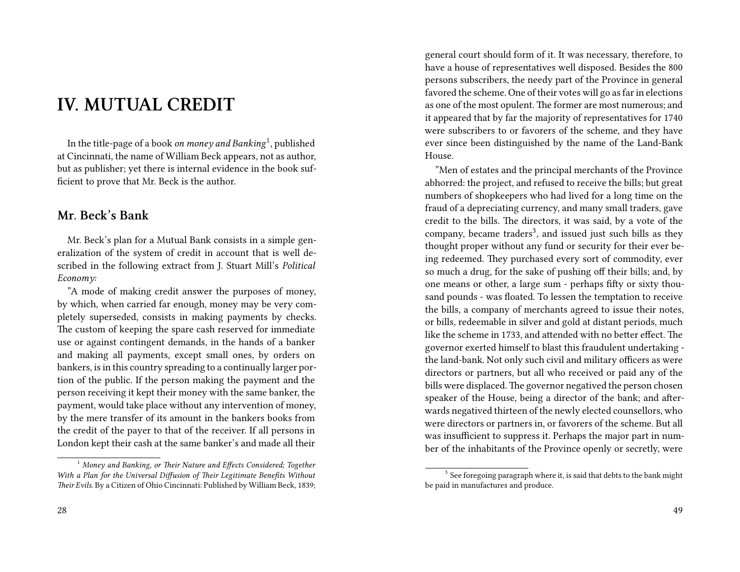# IV. MUTUAL CREDIT

In the title-page of a book *on money and Banking*[1], published at Cincinnati, the name of William Beck appears, not as author, but as publisher; yet there is internal evidence in the book sufficient to prove that Mr. Beck is the author.

## Mr. Beck's Bank

Mr. Beck's plan for a Mutual Bank consists in a simple generalization of the system of credit in account that is well described in the following extract from J. Stuart Mill's *Political Economy:*

"A mode of making credit answer the purposes of money, by which, when carried far enough, money may be very completely superseded, consists in making payments by checks. The custom of keeping the spare cash reserved for immediate use or against contingent demands, in the hands of a banker and making all payments, except small ones, by orders on bankers, is in this country spreading to a continually larger portion of the public. If the person making the payment and the person receiving it kept their money with the same banker, the payment, would take place without any intervention of money, by the mere transfer of its amount in the bankers books from the credit of the payer to that of the receiver. If all persons in London kept their cash at the same banker's and made all their

[1] *Money and Banking, or Their Nature and Effects Considered; Together With a Plan for the Universal Diffusion of Their Legitimate Benefits Without Their Evils.* By a Citizen of Ohio Cincinnati: Published by William Beck, 1839;

general court should form of it. It was necessary, therefore, to have a house of representatives well disposed. Besides the 800 persons subscribers, the needy part of the Province in general favored the scheme. One of their votes will go as far in elections as one of the most opulent. The former are most numerous; and it appeared that by far the majority of representatives for 1740 were subscribers to or favorers of the scheme, and they have ever since been distinguished by the name of the Land-Bank House.

"Men of estates and the principal merchants of the Province abhorred: the project, and refused to receive the bills; but great numbers of shopkeepers who had lived for a long time on the fraud of a depreciating currency, and many small traders, gave credit to the bills. The directors, it was said, by a vote of the company, became traders[3], and issued just such bills as they thought proper without any fund or security for their ever being redeemed. They purchased every sort of commodity, ever so much a drug, for the sake of pushing off their bills; and, by one means or other, a large sum - perhaps fifty or sixty thousand pounds - was floated. To lessen the temptation to receive the bills, a company of merchants agreed to issue their notes, or bills, redeemable in silver and gold at distant periods, much like the scheme in 1733, and attended with no better effect. The governor exerted himself to blast this fraudulent undertaking - the land-bank. Not only such civil and military officers as were directors or partners, but all who received or paid any of the bills were displaced. The governor negatived the person chosen speaker of the House, being a director of the bank; and afterwards negatived thirteen of the newly elected counsellors, who were directors or partners in, or favorers of the scheme. But all was insufficient to suppress it. Perhaps the major part in number of the inhabitants of the Province openly or secretly, were

[3] See foregoing paragraph where it, is said that debts to the bank might be paid in manufactures and produce.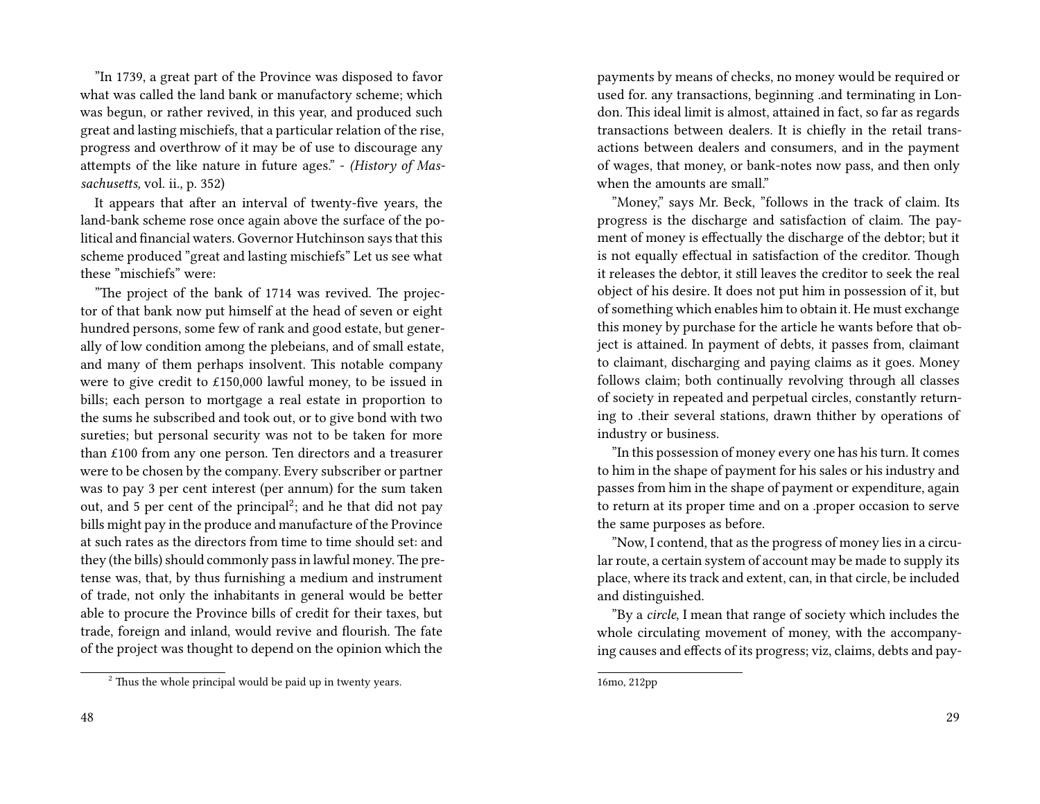"In 1739, a great part of the Province was disposed to favor what was called the land bank or manufactory scheme; which was begun, or rather revived, in this year, and produced such great and lasting mischiefs, that a particular relation of the rise, progress and overthrow of it may be of use to discourage any attempts of the like nature in future ages." - *(History of Massachusetts,* vol. ii., p. 352)

It appears that after an interval of twenty-five years, the land-bank scheme rose once again above the surface of the political and financial waters. Governor Hutchinson says that this scheme produced "great and lasting mischiefs" Let us see what these "mischiefs" were:

"The project of the bank of 1714 was revived. The projector of that bank now put himself at the head of seven or eight hundred persons, some few of rank and good estate, but generally of low condition among the plebeians, and of small estate, and many of them perhaps insolvent. This notable company were to give credit to £150,000 lawful money, to be issued in bills; each person to mortgage a real estate in proportion to the sums he subscribed and took out, or to give bond with two sureties; but personal security was not to be taken for more than £100 from any one person. Ten directors and a treasurer were to be chosen by the company. Every subscriber or partner was to pay 3 per cent interest (per annum) for the sum taken out, and 5 per cent of the principal[2]; and he that did not pay bills might pay in the produce and manufacture of the Province at such rates as the directors from time to time should set: and they (the bills) should commonly pass in lawful money. The pretense was, that, by thus furnishing a medium and instrument of trade, not only the inhabitants in general would be better able to procure the Province bills of credit for their taxes, but trade, foreign and inland, would revive and flourish. The fate of the project was thought to depend on the opinion which the

[2] Thus the whole principal would be paid up in twenty years.

payments by means of checks, no money would be required or used for. any transactions, beginning .and terminating in London. This ideal limit is almost, attained in fact, so far as regards transactions between dealers. It is chiefly in the retail transactions between dealers and consumers, and in the payment of wages, that money, or bank-notes now pass, and then only when the amounts are small."

"Money," says Mr. Beck, "follows in the track of claim. Its progress is the discharge and satisfaction of claim. The payment of money is effectually the discharge of the debtor; but it is not equally effectual in satisfaction of the creditor. Though it releases the debtor, it still leaves the creditor to seek the real object of his desire. It does not put him in possession of it, but of something which enables him to obtain it. He must exchange this money by purchase for the article he wants before that object is attained. In payment of debts, it passes from, claimant to claimant, discharging and paying claims as it goes. Money follows claim; both continually revolving through all classes of society in repeated and perpetual circles, constantly returning to .their several stations, drawn thither by operations of industry or business.

"In this possession of money every one has his turn. It comes to him in the shape of payment for his sales or his industry and passes from him in the shape of payment or expenditure, again to return at its proper time and on a .proper occasion to serve the same purposes as before.

"Now, I contend, that as the progress of money lies in a circular route, a certain system of account may be made to supply its place, where its track and extent, can, in that circle, be included and distinguished.

"By a *circle*, I mean that range of society which includes the whole circulating movement of money, with the accompanying causes and effects of its progress; viz, claims, debts and pay-

16mo, 212pp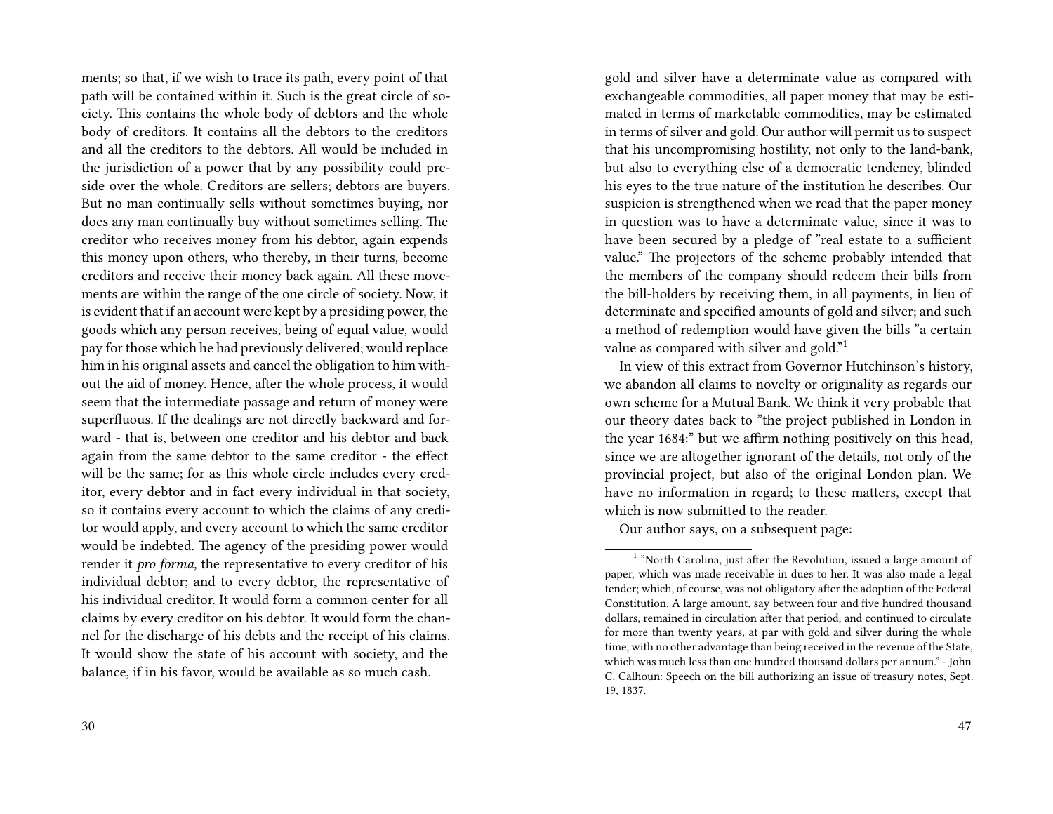ments; so that, if we wish to trace its path, every point of that path will be contained within it. Such is the great circle of society. This contains the whole body of debtors and the whole body of creditors. It contains all the debtors to the creditors and all the creditors to the debtors. All would be included in the jurisdiction of a power that by any possibility could preside over the whole. Creditors are sellers; debtors are buyers. But no man continually sells without sometimes buying, nor does any man continually buy without sometimes selling. The creditor who receives money from his debtor, again expends this money upon others, who thereby, in their turns, become creditors and receive their money back again. All these movements are within the range of the one circle of society. Now, it is evident that if an account were kept by a presiding power, the goods which any person receives, being of equal value, would pay for those which he had previously delivered; would replace him in his original assets and cancel the obligation to him without the aid of money. Hence, after the whole process, it would seem that the intermediate passage and return of money were superfluous. If the dealings are not directly backward and forward - that is, between one creditor and his debtor and back again from the same debtor to the same creditor - the effect will be the same; for as this whole circle includes every creditor, every debtor and in fact every individual in that society, so it contains every account to which the claims of any creditor would apply, and every account to which the same creditor would be indebted. The agency of the presiding power would render it *pro forma,* the representative to every creditor of his individual debtor; and to every debtor, the representative of his individual creditor. It would form a common center for all claims by every creditor on his debtor. It would form the channel for the discharge of his debts and the receipt of his claims. It would show the state of his account with society, and the balance, if in his favor, would be available as so much cash.

gold and silver have a determinate value as compared with exchangeable commodities, all paper money that may be estimated in terms of marketable commodities, may be estimated in terms of silver and gold. Our author will permit us to suspect that his uncompromising hostility, not only to the land-bank, but also to everything else of a democratic tendency, blinded his eyes to the true nature of the institution he describes. Our suspicion is strengthened when we read that the paper money in question was to have a determinate value, since it was to have been secured by a pledge of "real estate to a sufficient value." The projectors of the scheme probably intended that the members of the company should redeem their bills from the bill-holders by receiving them, in all payments, in lieu of determinate and specified amounts of gold and silver; and such a method of redemption would have given the bills "a certain value as compared with silver and gold."[1]

In view of this extract from Governor Hutchinson's history, we abandon all claims to novelty or originality as regards our own scheme for a Mutual Bank. We think it very probable that our theory dates back to "the project published in London in the year 1684:" but we affirm nothing positively on this head, since we are altogether ignorant of the details, not only of the provincial project, but also of the original London plan. We have no information in regard; to these matters, except that which is now submitted to the reader.

Our author says, on a subsequent page:

[1] "North Carolina, just after the Revolution, issued a large amount of paper, which was made receivable in dues to her. It was also made a legal tender; which, of course, was not obligatory after the adoption of the Federal Constitution. A large amount, say between four and five hundred thousand dollars, remained in circulation after that period, and continued to circulate for more than twenty years, at par with gold and silver during the whole time, with no other advantage than being received in the revenue of the State, which was much less than one hundred thousand dollars per annum." - John C. Calhoun: Speech on the bill authorizing an issue of treasury notes, Sept. 19, 1837.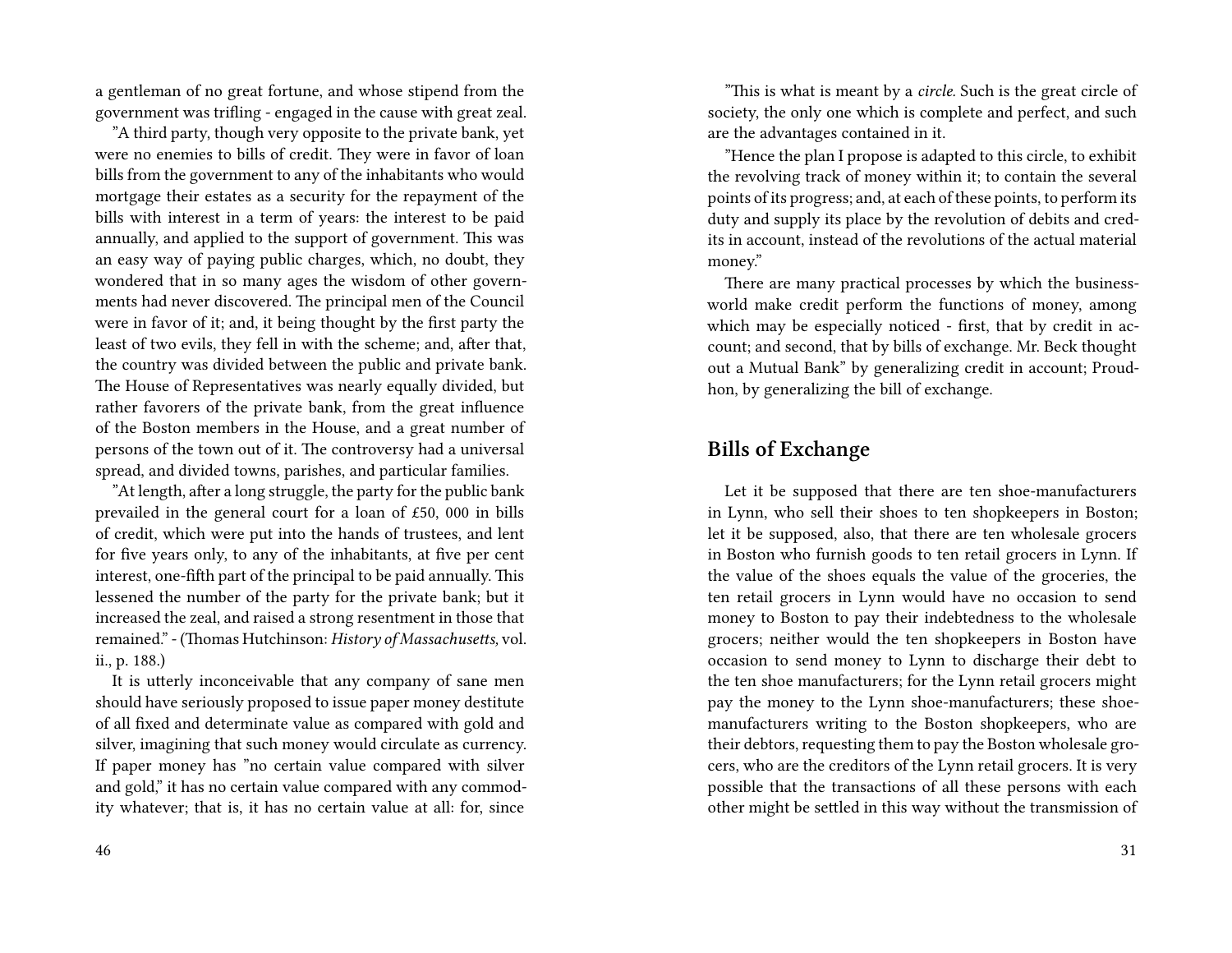a gentleman of no great fortune, and whose stipend from the government was trifling - engaged in the cause with great zeal.

"A third party, though very opposite to the private bank, yet were no enemies to bills of credit. They were in favor of loan bills from the government to any of the inhabitants who would mortgage their estates as a security for the repayment of the bills with interest in a term of years: the interest to be paid annually, and applied to the support of government. This was an easy way of paying public charges, which, no doubt, they wondered that in so many ages the wisdom of other governments had never discovered. The principal men of the Council were in favor of it; and, it being thought by the first party the least of two evils, they fell in with the scheme; and, after that, the country was divided between the public and private bank. The House of Representatives was nearly equally divided, but rather favorers of the private bank, from the great influence of the Boston members in the House, and a great number of persons of the town out of it. The controversy had a universal spread, and divided towns, parishes, and particular families.

"At length, after a long struggle, the party for the public bank prevailed in the general court for a loan of £50, 000 in bills of credit, which were put into the hands of trustees, and lent for five years only, to any of the inhabitants, at five per cent interest, one-fifth part of the principal to be paid annually. This lessened the number of the party for the private bank; but it increased the zeal, and raised a strong resentment in those that remained." - (Thomas Hutchinson: *History of Massachusetts,* vol. ii., p. 188.)

It is utterly inconceivable that any company of sane men should have seriously proposed to issue paper money destitute of all fixed and determinate value as compared with gold and silver, imagining that such money would circulate as currency. If paper money has "no certain value compared with silver and gold," it has no certain value compared with any commodity whatever; that is, it has no certain value at all: for, since

"This is what is meant by a *circle.* Such is the great circle of society, the only one which is complete and perfect, and such are the advantages contained in it.

"Hence the plan I propose is adapted to this circle, to exhibit the revolving track of money within it; to contain the several points of its progress; and, at each of these points, to perform its duty and supply its place by the revolution of debits and credits in account, instead of the revolutions of the actual material money."

There are many practical processes by which the business-world make credit perform the functions of money, among which may be especially noticed - first, that by credit in account; and second, that by bills of exchange. Mr. Beck thought out a Mutual Bank" by generalizing credit in account; Proudhon, by generalizing the bill of exchange.

## Bills of Exchange

Let it be supposed that there are ten shoe-manufacturers in Lynn, who sell their shoes to ten shopkeepers in Boston; let it be supposed, also, that there are ten wholesale grocers in Boston who furnish goods to ten retail grocers in Lynn. If the value of the shoes equals the value of the groceries, the ten retail grocers in Lynn would have no occasion to send money to Boston to pay their indebtedness to the wholesale grocers; neither would the ten shopkeepers in Boston have occasion to send money to Lynn to discharge their debt to the ten shoe manufacturers; for the Lynn retail grocers might pay the money to the Lynn shoe-manufacturers; these shoe-manufacturers writing to the Boston shopkeepers, who are their debtors, requesting them to pay the Boston wholesale grocers, who are the creditors of the Lynn retail grocers. It is very possible that the transactions of all these persons with each other might be settled in this way without the transmission of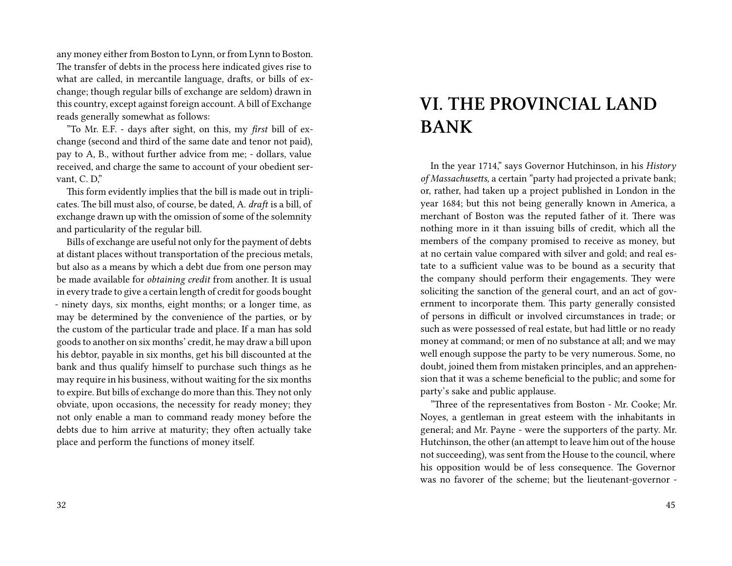any money either from Boston to Lynn, or from Lynn to Boston. The transfer of debts in the process here indicated gives rise to what are called, in mercantile language, drafts, or bills of exchange; though regular bills of exchange are seldom) drawn in this country, except against foreign account. A bill of Exchange reads generally somewhat as follows:

"To Mr. E.F. - days after sight, on this, my *first* bill of exchange (second and third of the same date and tenor not paid), pay to A, B., without further advice from me; - dollars, value received, and charge the same to account of your obedient servant, C. D,"

This form evidently implies that the bill is made out in triplicates. The bill must also, of course, be dated, A. *draft* is a bill, of exchange drawn up with the omission of some of the solemnity and particularity of the regular bill.

Bills of exchange are useful not only for the payment of debts at distant places without transportation of the precious metals, but also as a means by which a debt due from one person may be made available for *obtaining credit* from another. It is usual in every trade to give a certain length of credit for goods bought - ninety days, six months, eight months; or a longer time, as may be determined by the convenience of the parties, or by the custom of the particular trade and place. If a man has sold goods to another on six months' credit, he may draw a bill upon his debtor, payable in six months, get his bill discounted at the bank and thus qualify himself to purchase such things as he may require in his business, without waiting for the six months to expire. But bills of exchange do more than this. They not only obviate, upon occasions, the necessity for ready money; they not only enable a man to command ready money before the debts due to him arrive at maturity; they often actually take place and perform the functions of money itself.

# VI. THE PROVINCIAL LAND BANK

In the year 1714," says Governor Hutchinson, in his *History of Massachusetts,* a certain "party had projected a private bank; or, rather, had taken up a project published in London in the year 1684; but this not being generally known in America, a merchant of Boston was the reputed father of it. There was nothing more in it than issuing bills of credit, which all the members of the company promised to receive as money, but at no certain value compared with silver and gold; and real estate to a sufficient value was to be bound as a security that the company should perform their engagements. They were soliciting the sanction of the general court, and an act of government to incorporate them. This party generally consisted of persons in difficult or involved circumstances in trade; or such as were possessed of real estate, but had little or no ready money at command; or men of no substance at all; and we may well enough suppose the party to be very numerous. Some, no doubt, joined them from mistaken principles, and an apprehension that it was a scheme beneficial to the public; and some for party's sake and public applause.

"Three of the representatives from Boston - Mr. Cooke; Mr. Noyes, a gentleman in great esteem with the inhabitants in general; and Mr. Payne - were the supporters of the party. Mr. Hutchinson, the other (an attempt to leave him out of the house not succeeding), was sent from the House to the council, where his opposition would be of less consequence. The Governor was no favorer of the scheme; but the lieutenant-governor -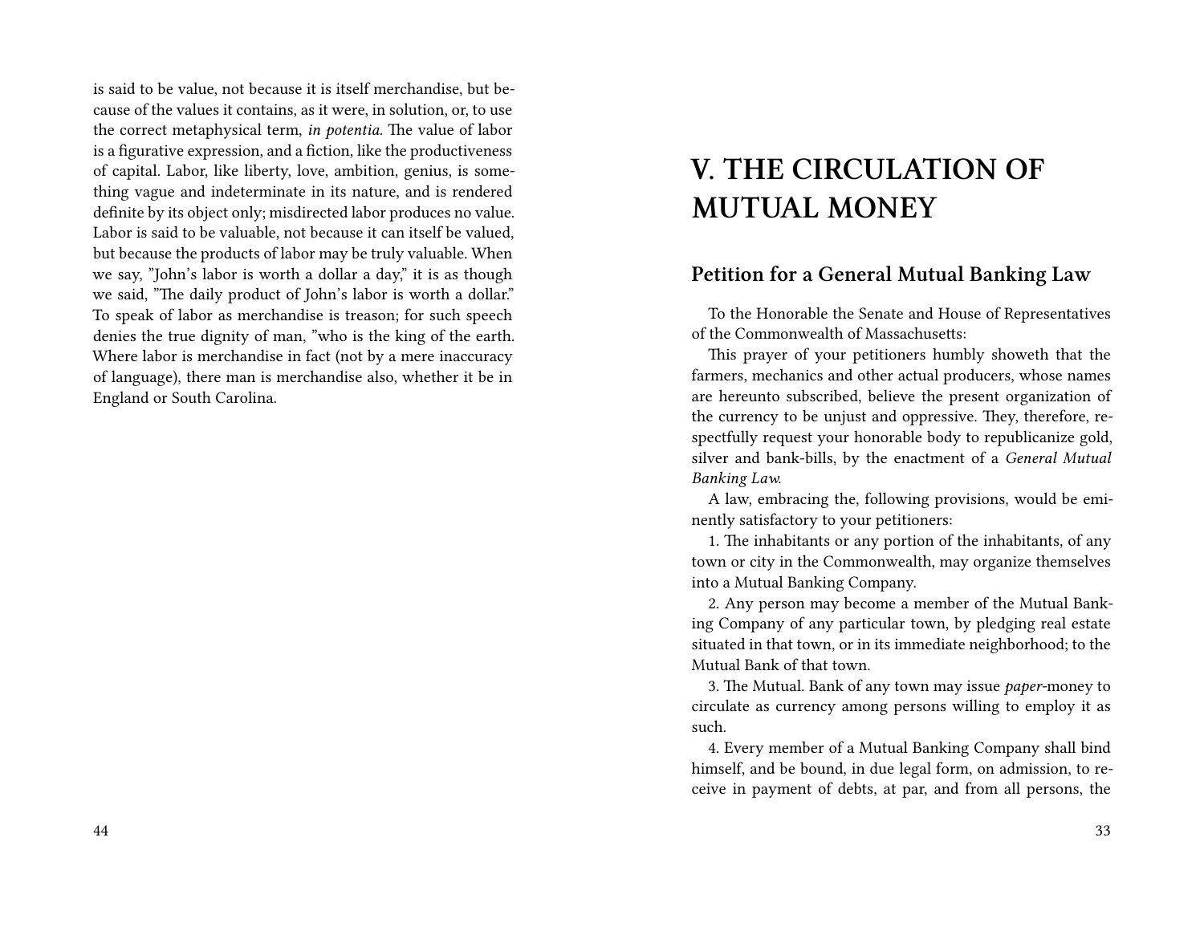is said to be value, not because it is itself merchandise, but because of the values it contains, as it were, in solution, or, to use the correct metaphysical term, *in potentia.* The value of labor is a figurative expression, and a fiction, like the productiveness of capital. Labor, like liberty, love, ambition, genius, is something vague and indeterminate in its nature, and is rendered definite by its object only; misdirected labor produces no value. Labor is said to be valuable, not because it can itself be valued, but because the products of labor may be truly valuable. When we say, "John's labor is worth a dollar a day," it is as though we said, "The daily product of John's labor is worth a dollar." To speak of labor as merchandise is treason; for such speech denies the true dignity of man, "who is the king of the earth. Where labor is merchandise in fact (not by a mere inaccuracy of language), there man is merchandise also, whether it be in England or South Carolina.

# V. THE CIRCULATION OF MUTUAL MONEY

## Petition for a General Mutual Banking Law

To the Honorable the Senate and House of Representatives of the Commonwealth of Massachusetts:

This prayer of your petitioners humbly showeth that the farmers, mechanics and other actual producers, whose names are hereunto subscribed, believe the present organization of the currency to be unjust and oppressive. They, therefore, respectfully request your honorable body to republicanize gold, silver and bank-bills, by the enactment of a *General Mutual Banking Law.*

A law, embracing the, following provisions, would be eminently satisfactory to your petitioners:

1. The inhabitants or any portion of the inhabitants, of any town or city in the Commonwealth, may organize themselves into a Mutual Banking Company.

2. Any person may become a member of the Mutual Banking Company of any particular town, by pledging real estate situated in that town, or in its immediate neighborhood; to the Mutual Bank of that town.

3. The Mutual. Bank of any town may issue *paper*-money to circulate as currency among persons willing to employ it as such.

4. Every member of a Mutual Banking Company shall bind himself, and be bound, in due legal form, on admission, to receive in payment of debts, at par, and from all persons, the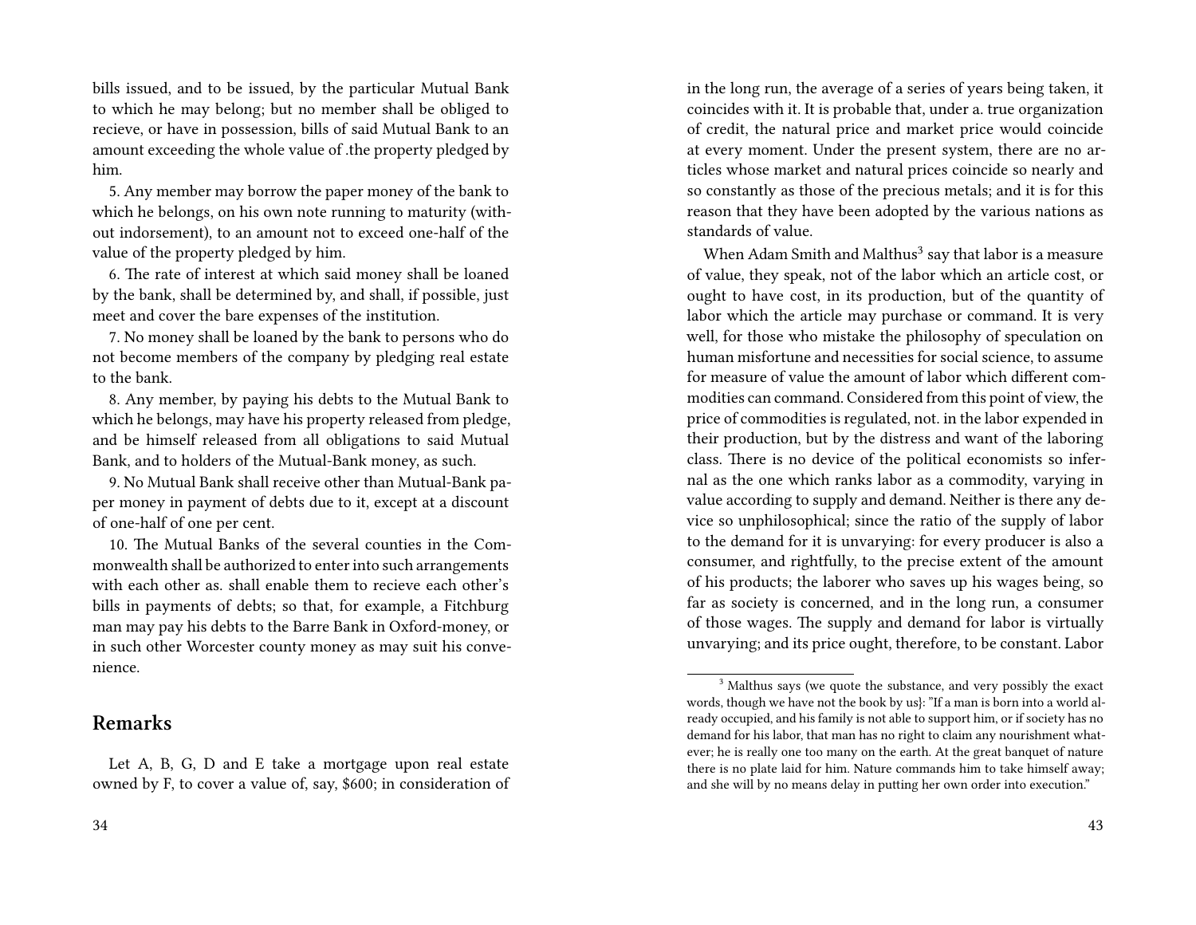bills issued, and to be issued, by the particular Mutual Bank to which he may belong; but no member shall be obliged to recieve, or have in possession, bills of said Mutual Bank to an amount exceeding the whole value of .the property pledged by him.

5. Any member may borrow the paper money of the bank to which he belongs, on his own note running to maturity (without indorsement), to an amount not to exceed one-half of the value of the property pledged by him.

6. The rate of interest at which said money shall be loaned by the bank, shall be determined by, and shall, if possible, just meet and cover the bare expenses of the institution.

7. No money shall be loaned by the bank to persons who do not become members of the company by pledging real estate to the bank.

8. Any member, by paying his debts to the Mutual Bank to which he belongs, may have his property released from pledge, and be himself released from all obligations to said Mutual Bank, and to holders of the Mutual-Bank money, as such.

9. No Mutual Bank shall receive other than Mutual-Bank paper money in payment of debts due to it, except at a discount of one-half of one per cent.

10. The Mutual Banks of the several counties in the Commonwealth shall be authorized to enter into such arrangements with each other as. shall enable them to recieve each other's bills in payments of debts; so that, for example, a Fitchburg man may pay his debts to the Barre Bank in Oxford-money, or in such other Worcester county money as may suit his convenience.

## Remarks

Let A, B, G, D and E take a mortgage upon real estate owned by F, to cover a value of, say, $600; in consideration of

in the long run, the average of a series of years being taken, it coincides with it. It is probable that, under a. true organization of credit, the natural price and market price would coincide at every moment. Under the present system, there are no articles whose market and natural prices coincide so nearly and so constantly as those of the precious metals; and it is for this reason that they have been adopted by the various nations as standards of value.

When Adam Smith and Malthus[3] say that labor is a measure of value, they speak, not of the labor which an article cost, or ought to have cost, in its production, but of the quantity of labor which the article may purchase or command. It is very well, for those who mistake the philosophy of speculation on human misfortune and necessities for social science, to assume for measure of value the amount of labor which different commodities can command. Considered from this point of view, the price of commodities is regulated, not. in the labor expended in their production, but by the distress and want of the laboring class. There is no device of the political economists so infernal as the one which ranks labor as a commodity, varying in value according to supply and demand. Neither is there any device so unphilosophical; since the ratio of the supply of labor to the demand for it is unvarying: for every producer is also a consumer, and rightfully, to the precise extent of the amount of his products; the laborer who saves up his wages being, so far as society is concerned, and in the long run, a consumer of those wages. The supply and demand for labor is virtually unvarying; and its price ought, therefore, to be constant. Labor

[3] Malthus says (we quote the substance, and very possibly the exact words, though we have not the book by us}: "If a man is born into a world already occupied, and his family is not able to support him, or if society has no demand for his labor, that man has no right to claim any nourishment whatever; he is really one too many on the earth. At the great banquet of nature there is no plate laid for him. Nature commands him to take himself away; and she will by no means delay in putting her own order into execution."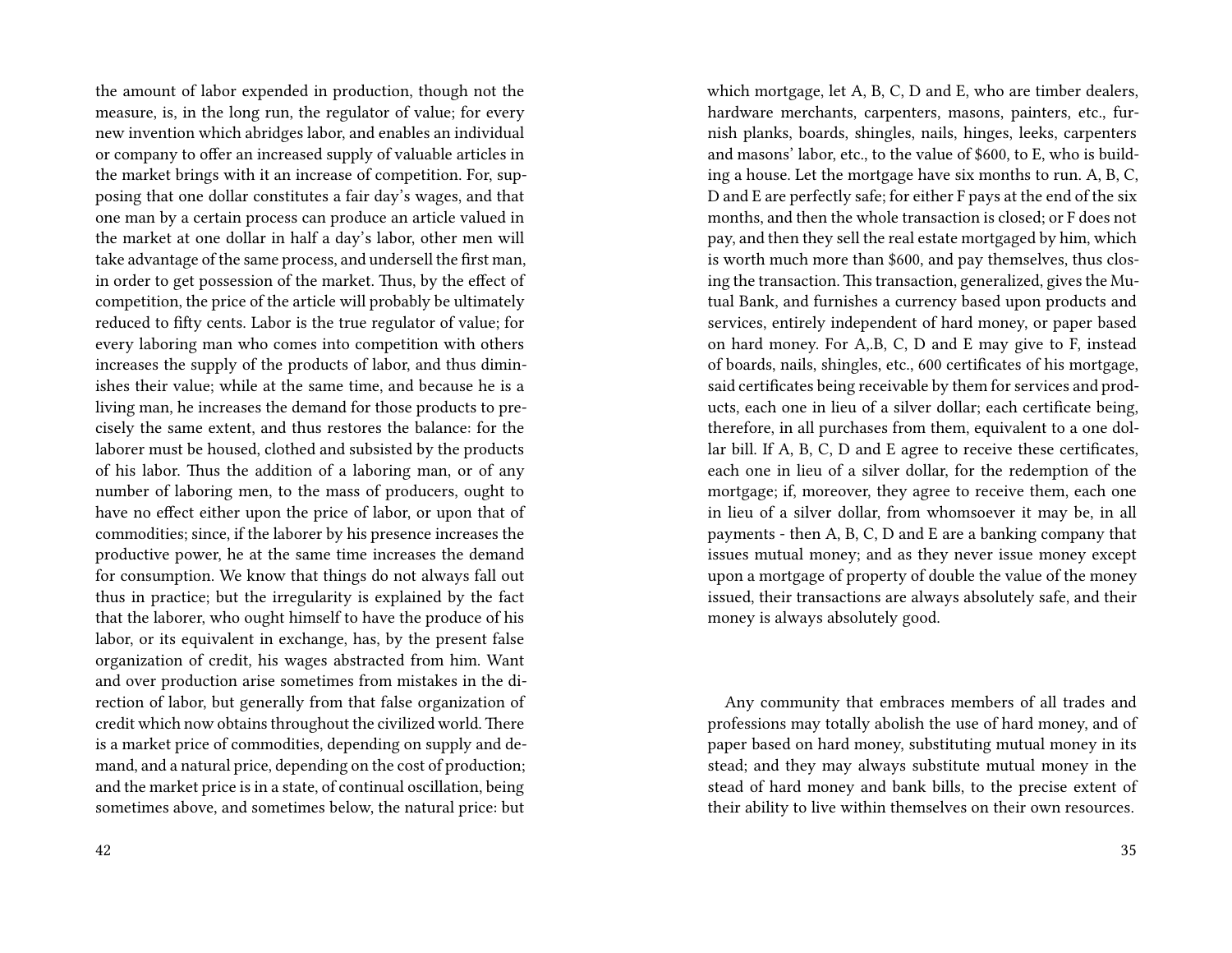the amount of labor expended in production, though not the measure, is, in the long run, the regulator of value; for every new invention which abridges labor, and enables an individual or company to offer an increased supply of valuable articles in the market brings with it an increase of competition. For, supposing that one dollar constitutes a fair day's wages, and that one man by a certain process can produce an article valued in the market at one dollar in half a day's labor, other men will take advantage of the same process, and undersell the first man, in order to get possession of the market. Thus, by the effect of competition, the price of the article will probably be ultimately reduced to fifty cents. Labor is the true regulator of value; for every laboring man who comes into competition with others increases the supply of the products of labor, and thus diminishes their value; while at the same time, and because he is a living man, he increases the demand for those products to precisely the same extent, and thus restores the balance: for the laborer must be housed, clothed and subsisted by the products of his labor. Thus the addition of a laboring man, or of any number of laboring men, to the mass of producers, ought to have no effect either upon the price of labor, or upon that of commodities; since, if the laborer by his presence increases the productive power, he at the same time increases the demand for consumption. We know that things do not always fall out thus in practice; but the irregularity is explained by the fact that the laborer, who ought himself to have the produce of his labor, or its equivalent in exchange, has, by the present false organization of credit, his wages abstracted from him. Want and over production arise sometimes from mistakes in the direction of labor, but generally from that false organization of credit which now obtains throughout the civilized world. There is a market price of commodities, depending on supply and demand, and a natural price, depending on the cost of production; and the market price is in a state, of continual oscillation, being sometimes above, and sometimes below, the natural price: but

which mortgage, let A, B, C, D and E, who are timber dealers, hardware merchants, carpenters, masons, painters, etc., furnish planks, boards, shingles, nails, hinges, leeks, carpenters and masons' labor, etc., to the value of $600, to E, who is building a house. Let the mortgage have six months to run. A, B, C, D and E are perfectly safe; for either F pays at the end of the six months, and then the whole transaction is closed; or F does not pay, and then they sell the real estate mortgaged by him, which is worth much more than $600, and pay themselves, thus closing the transaction. This transaction, generalized, gives the Mutual Bank, and furnishes a currency based upon products and services, entirely independent of hard money, or paper based on hard money. For A,.B, C, D and E may give to F, instead of boards, nails, shingles, etc., 600 certificates of his mortgage, said certificates being receivable by them for services and products, each one in lieu of a silver dollar; each certificate being, therefore, in all purchases from them, equivalent to a one dollar bill. If A, B, C, D and E agree to receive these certificates, each one in lieu of a silver dollar, for the redemption of the mortgage; if, moreover, they agree to receive them, each one in lieu of a silver dollar, from whomsoever it may be, in all payments - then A, B, C, D and E are a banking company that issues mutual money; and as they never issue money except upon a mortgage of property of double the value of the money issued, their transactions are always absolutely safe, and their money is always absolutely good.

Any community that embraces members of all trades and professions may totally abolish the use of hard money, and of paper based on hard money, substituting mutual money in its stead; and they may always substitute mutual money in the stead of hard money and bank bills, to the precise extent of their ability to live within themselves on their own resources.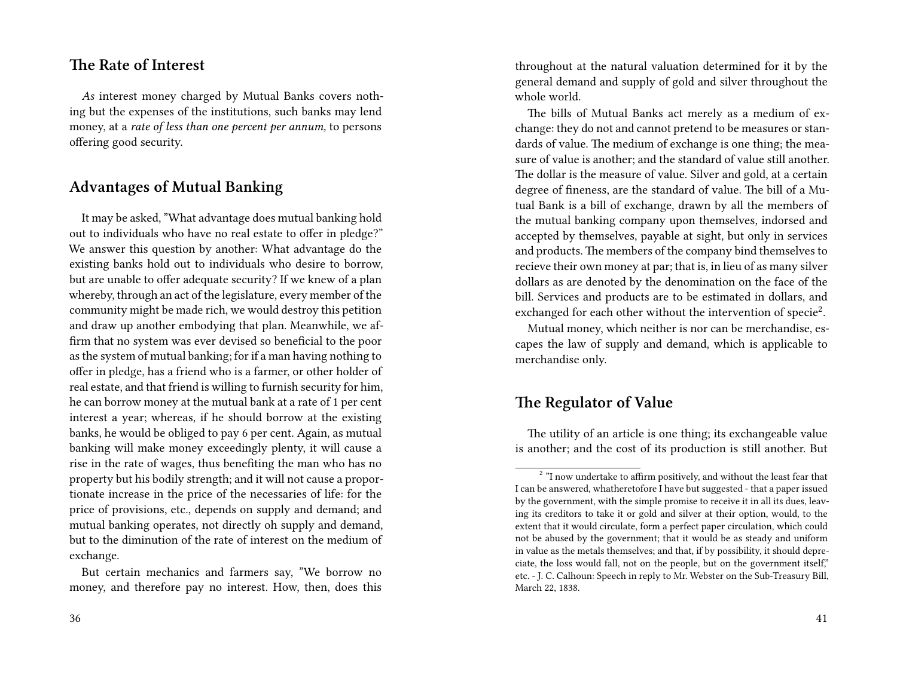## The Rate of Interest

*As* interest money charged by Mutual Banks covers nothing but the expenses of the institutions, such banks may lend money, at a *rate of less than one percent per annum,* to persons offering good security.

## Advantages of Mutual Banking

It may be asked, "What advantage does mutual banking hold out to individuals who have no real estate to offer in pledge?" We answer this question by another: What advantage do the existing banks hold out to individuals who desire to borrow, but are unable to offer adequate security? If we knew of a plan whereby, through an act of the legislature, every member of the community might be made rich, we would destroy this petition and draw up another embodying that plan. Meanwhile, we affirm that no system was ever devised so beneficial to the poor as the system of mutual banking; for if a man having nothing to offer in pledge, has a friend who is a farmer, or other holder of real estate, and that friend is willing to furnish security for him, he can borrow money at the mutual bank at a rate of 1 per cent interest a year; whereas, if he should borrow at the existing banks, he would be obliged to pay 6 per cent. Again, as mutual banking will make money exceedingly plenty, it will cause a rise in the rate of wages, thus benefiting the man who has no property but his bodily strength; and it will not cause a proportionate increase in the price of the necessaries of life: for the price of provisions, etc., depends on supply and demand; and mutual banking operates, not directly oh supply and demand, but to the diminution of the rate of interest on the medium of exchange.

But certain mechanics and farmers say, "We borrow no money, and therefore pay no interest. How, then, does this

throughout at the natural valuation determined for it by the general demand and supply of gold and silver throughout the whole world.

The bills of Mutual Banks act merely as a medium of exchange: they do not and cannot pretend to be measures or standards of value. The medium of exchange is one thing; the measure of value is another; and the standard of value still another. The dollar is the measure of value. Silver and gold, at a certain degree of fineness, are the standard of value. The bill of a Mutual Bank is a bill of exchange, drawn by all the members of the mutual banking company upon themselves, indorsed and accepted by themselves, payable at sight, but only in services and products. The members of the company bind themselves to recieve their own money at par; that is, in lieu of as many silver dollars as are denoted by the denomination on the face of the bill. Services and products are to be estimated in dollars, and exchanged for each other without the intervention of specie[2].

Mutual money, which neither is nor can be merchandise, escapes the law of supply and demand, which is applicable to merchandise only.

## The Regulator of Value

The utility of an article is one thing; its exchangeable value is another; and the cost of its production is still another. But

[2] "I now undertake to affirm positively, and without the least fear that I can be answered, whatheretofore I have but suggested - that a paper issued by the government, with the simple promise to receive it in all its dues, leaving its creditors to take it or gold and silver at their option, would, to the extent that it would circulate, form a perfect paper circulation, which could not be abused by the government; that it would be as steady and uniform in value as the metals themselves; and that, if by possibility, it should depreciate, the loss would fall, not on the people, but on the government itself," etc. - J. C. Calhoun: Speech in reply to Mr. Webster on the Sub-Treasury Bill, March 22, 1838.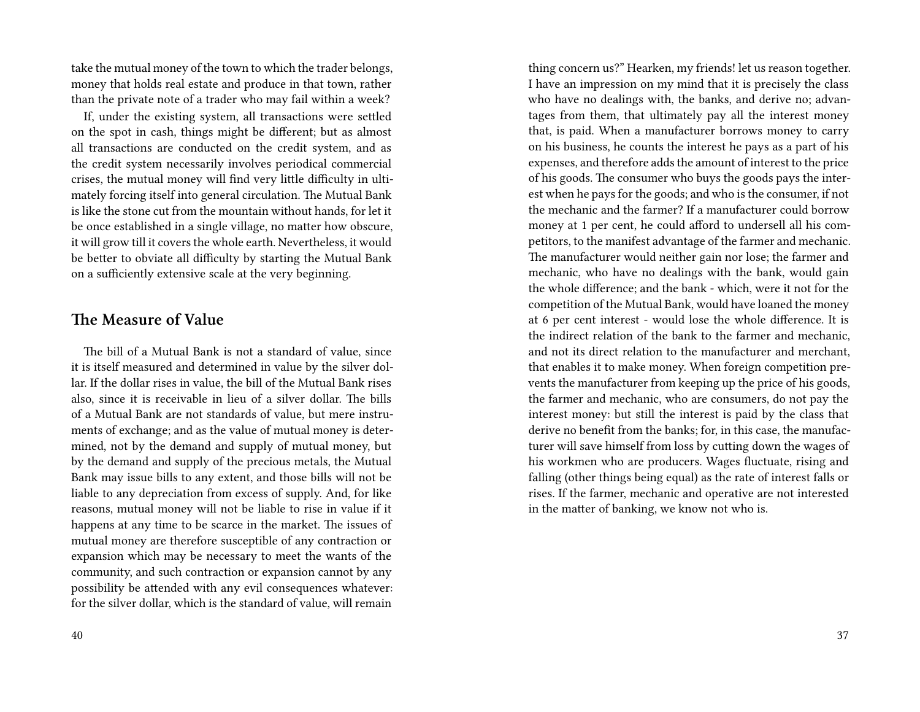take the mutual money of the town to which the trader belongs, money that holds real estate and produce in that town, rather than the private note of a trader who may fail within a week?

If, under the existing system, all transactions were settled on the spot in cash, things might be different; but as almost all transactions are conducted on the credit system, and as the credit system necessarily involves periodical commercial crises, the mutual money will find very little difficulty in ultimately forcing itself into general circulation. The Mutual Bank is like the stone cut from the mountain without hands, for let it be once established in a single village, no matter how obscure, it will grow till it covers the whole earth. Nevertheless, it would be better to obviate all difficulty by starting the Mutual Bank on a sufficiently extensive scale at the very beginning.

## The Measure of Value

The bill of a Mutual Bank is not a standard of value, since it is itself measured and determined in value by the silver dollar. If the dollar rises in value, the bill of the Mutual Bank rises also, since it is receivable in lieu of a silver dollar. The bills of a Mutual Bank are not standards of value, but mere instruments of exchange; and as the value of mutual money is determined, not by the demand and supply of mutual money, but by the demand and supply of the precious metals, the Mutual Bank may issue bills to any extent, and those bills will not be liable to any depreciation from excess of supply. And, for like reasons, mutual money will not be liable to rise in value if it happens at any time to be scarce in the market. The issues of mutual money are therefore susceptible of any contraction or expansion which may be necessary to meet the wants of the community, and such contraction or expansion cannot by any possibility be attended with any evil consequences whatever: for the silver dollar, which is the standard of value, will remain

thing concern us?" Hearken, my friends! let us reason together. I have an impression on my mind that it is precisely the class who have no dealings with, the banks, and derive no; advantages from them, that ultimately pay all the interest money that, is paid. When a manufacturer borrows money to carry on his business, he counts the interest he pays as a part of his expenses, and therefore adds the amount of interest to the price of his goods. The consumer who buys the goods pays the interest when he pays for the goods; and who is the consumer, if not the mechanic and the farmer? If a manufacturer could borrow money at 1 per cent, he could afford to undersell all his competitors, to the manifest advantage of the farmer and mechanic. The manufacturer would neither gain nor lose; the farmer and mechanic, who have no dealings with the bank, would gain the whole difference; and the bank - which, were it not for the competition of the Mutual Bank, would have loaned the money at 6 per cent interest - would lose the whole difference. It is the indirect relation of the bank to the farmer and mechanic, and not its direct relation to the manufacturer and merchant, that enables it to make money. When foreign competition prevents the manufacturer from keeping up the price of his goods, the farmer and mechanic, who are consumers, do not pay the interest money: but still the interest is paid by the class that derive no benefit from the banks; for, in this case, the manufacturer will save himself from loss by cutting down the wages of his workmen who are producers. Wages fluctuate, rising and falling (other things being equal) as the rate of interest falls or rises. If the farmer, mechanic and operative are not interested in the matter of banking, we know not who is.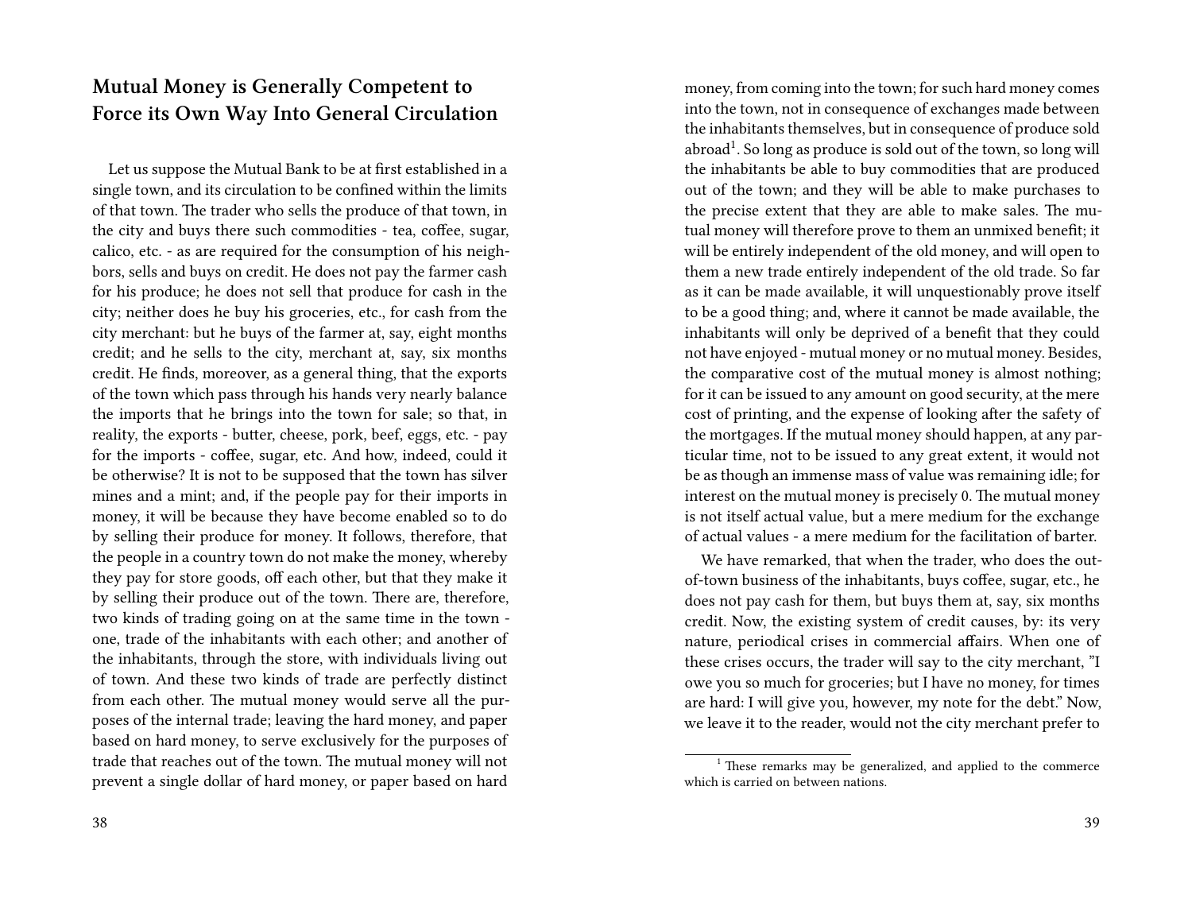## Mutual Money is Generally Competent to Force its Own Way Into General Circulation

Let us suppose the Mutual Bank to be at first established in a single town, and its circulation to be confined within the limits of that town. The trader who sells the produce of that town, in the city and buys there such commodities - tea, coffee, sugar, calico, etc. - as are required for the consumption of his neighbors, sells and buys on credit. He does not pay the farmer cash for his produce; he does not sell that produce for cash in the city; neither does he buy his groceries, etc., for cash from the city merchant: but he buys of the farmer at, say, eight months credit; and he sells to the city, merchant at, say, six months credit. He finds, moreover, as a general thing, that the exports of the town which pass through his hands very nearly balance the imports that he brings into the town for sale; so that, in reality, the exports - butter, cheese, pork, beef, eggs, etc. - pay for the imports - coffee, sugar, etc. And how, indeed, could it be otherwise? It is not to be supposed that the town has silver mines and a mint; and, if the people pay for their imports in money, it will be because they have become enabled so to do by selling their produce for money. It follows, therefore, that the people in a country town do not make the money, whereby they pay for store goods, off each other, but that they make it by selling their produce out of the town. There are, therefore, two kinds of trading going on at the same time in the town - one, trade of the inhabitants with each other; and another of the inhabitants, through the store, with individuals living out of town. And these two kinds of trade are perfectly distinct from each other. The mutual money would serve all the purposes of the internal trade; leaving the hard money, and paper based on hard money, to serve exclusively for the purposes of trade that reaches out of the town. The mutual money will not prevent a single dollar of hard money, or paper based on hard money, from coming into the town; for such hard money comes into the town, not in consequence of exchanges made between the inhabitants themselves, but in consequence of produce sold abroad[1]. So long as produce is sold out of the town, so long will the inhabitants be able to buy commodities that are produced out of the town; and they will be able to make purchases to the precise extent that they are able to make sales. The mutual money will therefore prove to them an unmixed benefit; it will be entirely independent of the old money, and will open to them a new trade entirely independent of the old trade. So far as it can be made available, it will unquestionably prove itself to be a good thing; and, where it cannot be made available, the inhabitants will only be deprived of a benefit that they could not have enjoyed - mutual money or no mutual money. Besides, the comparative cost of the mutual money is almost nothing; for it can be issued to any amount on good security, at the mere cost of printing, and the expense of looking after the safety of the mortgages. If the mutual money should happen, at any particular time, not to be issued to any great extent, it would not be as though an immense mass of value was remaining idle; for interest on the mutual money is precisely 0. The mutual money is not itself actual value, but a mere medium for the exchange of actual values - a mere medium for the facilitation of barter.

We have remarked, that when the trader, who does the out-of-town business of the inhabitants, buys coffee, sugar, etc., he does not pay cash for them, but buys them at, say, six months credit. Now, the existing system of credit causes, by: its very nature, periodical crises in commercial affairs. When one of these crises occurs, the trader will say to the city merchant, "I owe you so much for groceries; but I have no money, for times are hard: I will give you, however, my note for the debt." Now, we leave it to the reader, would not the city merchant prefer to

[1] These remarks may be generalized, and applied to the commerce which is carried on between nations.